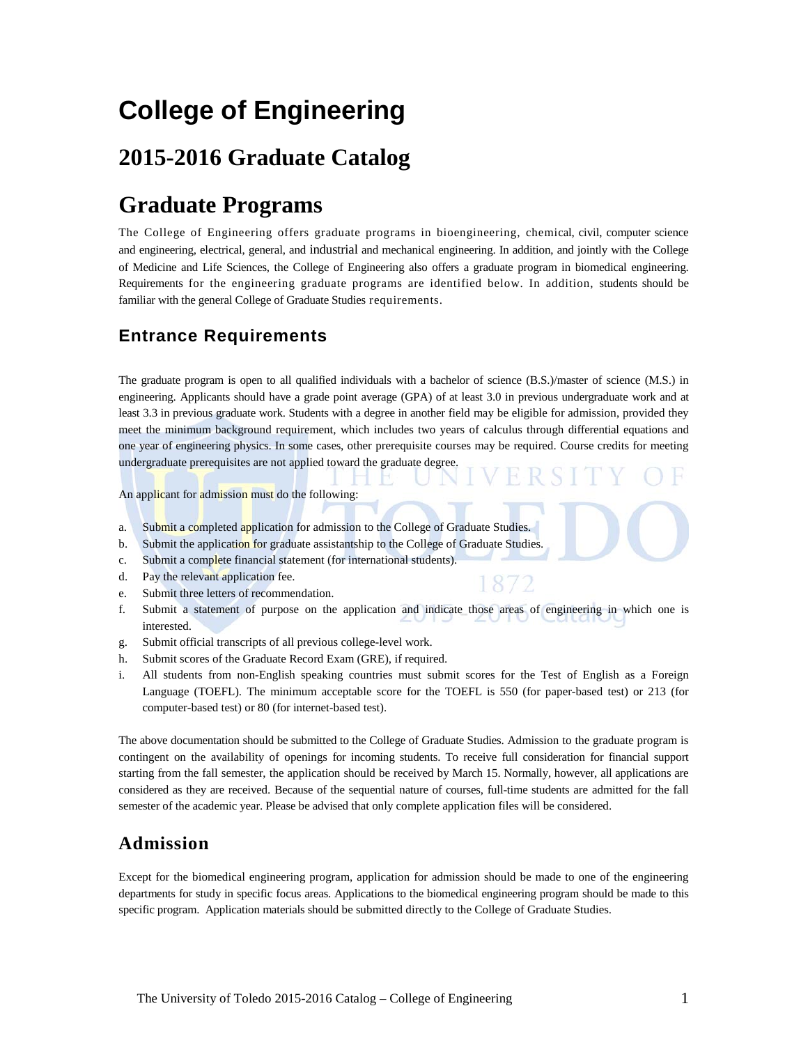# College of Engineering

## 2015-2016 Graduate Catalog

## Graduate Programs

The College of Engineering offers graduate programs in bioengineering, chemical, civil, computer science and engineering, electrical, general, and industrial and mechanical engineering. In addition, and jointly with the College of Medicine and Life Sciences, the College of Engineering also offers a graduate program in biomedical engineering. Requirements for the engineering graduate programs are identified below. In addition, students should be familiar with the general College of Graduate Studies requirements.

### Entrance Requirements

The graduate program is open to all qualified individuals with a bachelor of science (B.S.)/master of science (M.S.) in engineering. Applicants should have a grade point average (GPA) of at least 3.0 in previous undergraduate work and at least 3.3 in previous graduate work. Students with a degree in another field may be eligible for admission, provided they meet the minimum background requirement, which includes two years of calculus through differential equations and one year of engineering physics. In some cases, other prerequisite courses may be required. Course credits for meeting undergraduate prerequisites are not applied toward the graduate degree.

An applicant for admission must do the following:

a. Submit a completed application for admission to the College of Graduate Studies.
b. Submit the application for graduate assistantship to the College of Graduate Studies.
c. Submit a complete financial statement (for international students).
d. Pay the relevant application fee.
e. Submit three letters of recommendation.
f. Submit a statement of purpose on the application and indicate those areas of engineering in which one is interested.
g. Submit official transcripts of all previous college-level work.
h. Submit scores of the Graduate Record Exam (GRE), if required.
i. All students from non-English speaking countries must submit scores for the Test of English as a Foreign Language (TOEFL). The minimum acceptable score for the TOEFL is 550 (for paper-based test) or 213 (for computer-based test) or 80 (for internet-based test).

The above documentation should be submitted to the College of Graduate Studies. Admission to the graduate program is contingent on the availability of openings for incoming students. To receive full consideration for financial support starting from the fall semester, the application should be received by March 15. Normally, however, all applications are considered as they are received. Because of the sequential nature of courses, full-time students are admitted for the fall semester of the academic year. Please be advised that only complete application files will be considered.

### Admission

Except for the biomedical engineering program, application for admission should be made to one of the engineering departments for study in specific focus areas. Applications to the biomedical engineering program should be made to this specific program. Application materials should be submitted directly to the College of Graduate Studies.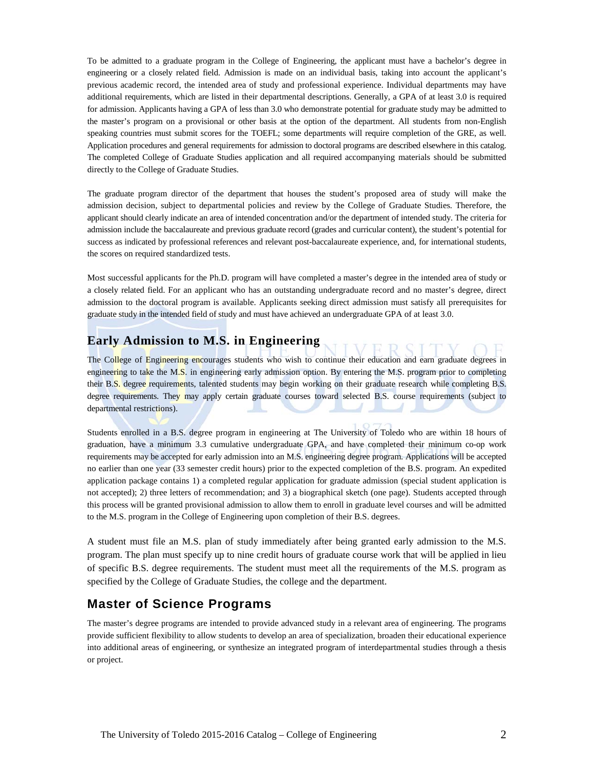To be admitted to a graduate program in the College of Engineering, the applicant must have a bachelor's degree in engineering or a closely related field. Admission is made on an individual basis, taking into account the applicant's previous academic record, the intended area of study and professional experience. Individual departments may have additional requirements, which are listed in their departmental descriptions. Generally, a GPA of at least 3.0 is required for admission. Applicants having a GPA of less than 3.0 who demonstrate potential for graduate study may be admitted to the master's program on a provisional or other basis at the option of the department. All students from non-English speaking countries must submit scores for the TOEFL; some departments will require completion of the GRE, as well. Application procedures and general requirements for admission to doctoral programs are described elsewhere in this catalog. The completed College of Graduate Studies application and all required accompanying materials should be submitted directly to the College of Graduate Studies.

The graduate program director of the department that houses the student's proposed area of study will make the admission decision, subject to departmental policies and review by the College of Graduate Studies. Therefore, the applicant should clearly indicate an area of intended concentration and/or the department of intended study. The criteria for admission include the baccalaureate and previous graduate record (grades and curricular content), the student's potential for success as indicated by professional references and relevant post-baccalaureate experience, and, for international students, the scores on required standardized tests.

Most successful applicants for the Ph.D. program will have completed a master's degree in the intended area of study or a closely related field. For an applicant who has an outstanding undergraduate record and no master's degree, direct admission to the doctoral program is available. Applicants seeking direct admission must satisfy all prerequisites for graduate study in the intended field of study and must have achieved an undergraduate GPA of at least 3.0.

## Early Admission to M.S. in Engineering

The College of Engineering encourages students who wish to continue their education and earn graduate degrees in engineering to take the M.S. in engineering early admission option. By entering the M.S. program prior to completing their B.S. degree requirements, talented students may begin working on their graduate research while completing B.S. degree requirements. They may apply certain graduate courses toward selected B.S. course requirements (subject to departmental restrictions).

Students enrolled in a B.S. degree program in engineering at The University of Toledo who are within 18 hours of graduation, have a minimum 3.3 cumulative undergraduate GPA, and have completed their minimum co-op work requirements may be accepted for early admission into an M.S. engineering degree program. Applications will be accepted no earlier than one year (33 semester credit hours) prior to the expected completion of the B.S. program. An expedited application package contains 1) a completed regular application for graduate admission (special student application is not accepted); 2) three letters of recommendation; and 3) a biographical sketch (one page). Students accepted through this process will be granted provisional admission to allow them to enroll in graduate level courses and will be admitted to the M.S. program in the College of Engineering upon completion of their B.S. degrees.

A student must file an M.S. plan of study immediately after being granted early admission to the M.S. program. The plan must specify up to nine credit hours of graduate course work that will be applied in lieu of specific B.S. degree requirements. The student must meet all the requirements of the M.S. program as specified by the College of Graduate Studies, the college and the department.

## Master of Science Programs

The master's degree programs are intended to provide advanced study in a relevant area of engineering. The programs provide sufficient flexibility to allow students to develop an area of specialization, broaden their educational experience into additional areas of engineering, or synthesize an integrated program of interdepartmental studies through a thesis or project.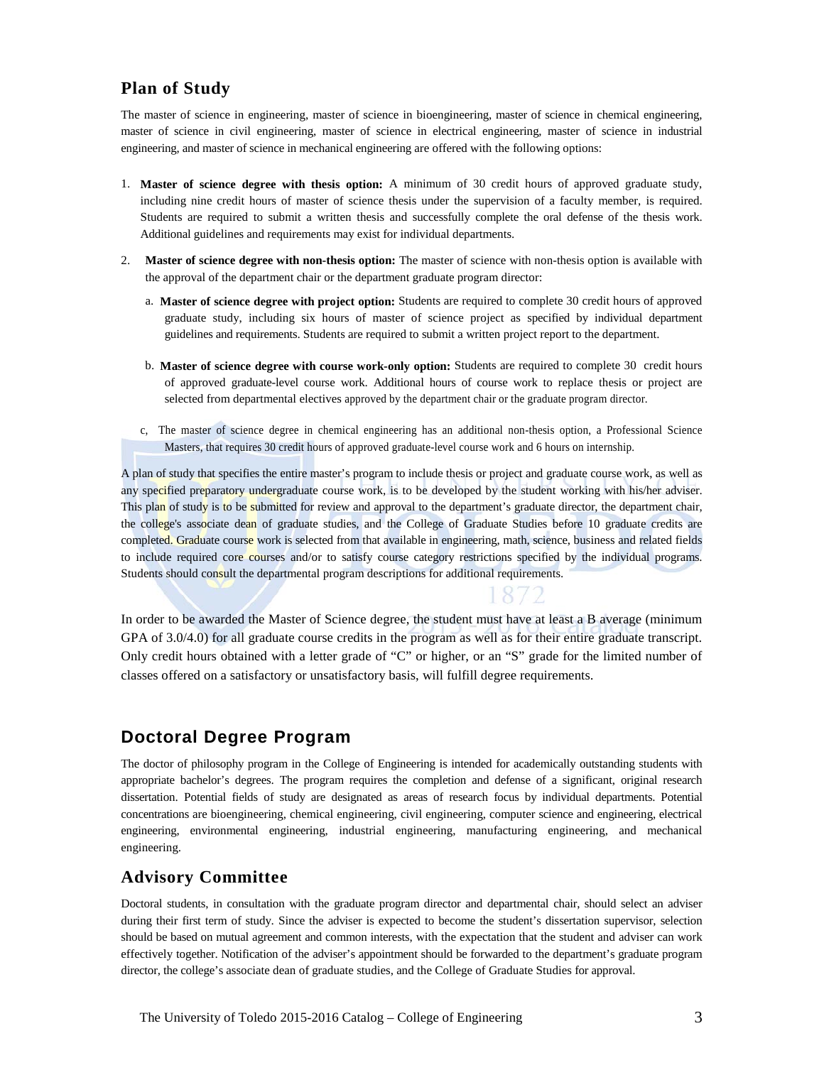## Plan of Study

The master of science in engineering, master of science in bioengineering, master of science in chemical engineering, master of science in civil engineering, master of science in electrical engineering, master of science in industrial engineering, and master of science in mechanical engineering are offered with the following options:

1. **Master of science degree with thesis option:** A minimum of 30 credit hours of approved graduate study, including nine credit hours of master of science thesis under the supervision of a faculty member, is required. Students are required to submit a written thesis and successfully complete the oral defense of the thesis work. Additional guidelines and requirements may exist for individual departments.

2. **Master of science degree with non-thesis option:** The master of science with non-thesis option is available with the approval of the department chair or the department graduate program director:

   a. **Master of science degree with project option:** Students are required to complete 30 credit hours of approved graduate study, including six hours of master of science project as specified by individual department guidelines and requirements. Students are required to submit a written project report to the department.

   b. **Master of science degree with course work-only option:** Students are required to complete 30 credit hours of approved graduate-level course work. Additional hours of course work to replace thesis or project are selected from departmental electives approved by the department chair or the graduate program director.

   c, The master of science degree in chemical engineering has an additional non-thesis option, a Professional Science Masters, that requires 30 credit hours of approved graduate-level course work and 6 hours on internship.

A plan of study that specifies the entire master's program to include thesis or project and graduate course work, as well as any specified preparatory undergraduate course work, is to be developed by the student working with his/her adviser. This plan of study is to be submitted for review and approval to the department's graduate director, the department chair, the college's associate dean of graduate studies, and the College of Graduate Studies before 10 graduate credits are completed. Graduate course work is selected from that available in engineering, math, science, business and related fields to include required core courses and/or to satisfy course category restrictions specified by the individual programs. Students should consult the departmental program descriptions for additional requirements.

In order to be awarded the Master of Science degree, the student must have at least a B average (minimum GPA of 3.0/4.0) for all graduate course credits in the program as well as for their entire graduate transcript. Only credit hours obtained with a letter grade of "C" or higher, or an "S" grade for the limited number of classes offered on a satisfactory or unsatisfactory basis, will fulfill degree requirements.

## Doctoral Degree Program

The doctor of philosophy program in the College of Engineering is intended for academically outstanding students with appropriate bachelor's degrees. The program requires the completion and defense of a significant, original research dissertation. Potential fields of study are designated as areas of research focus by individual departments. Potential concentrations are bioengineering, chemical engineering, civil engineering, computer science and engineering, electrical engineering, environmental engineering, industrial engineering, manufacturing engineering, and mechanical engineering.

## Advisory Committee

Doctoral students, in consultation with the graduate program director and departmental chair, should select an adviser during their first term of study. Since the adviser is expected to become the student's dissertation supervisor, selection should be based on mutual agreement and common interests, with the expectation that the student and adviser can work effectively together. Notification of the adviser's appointment should be forwarded to the department's graduate program director, the college's associate dean of graduate studies, and the College of Graduate Studies for approval.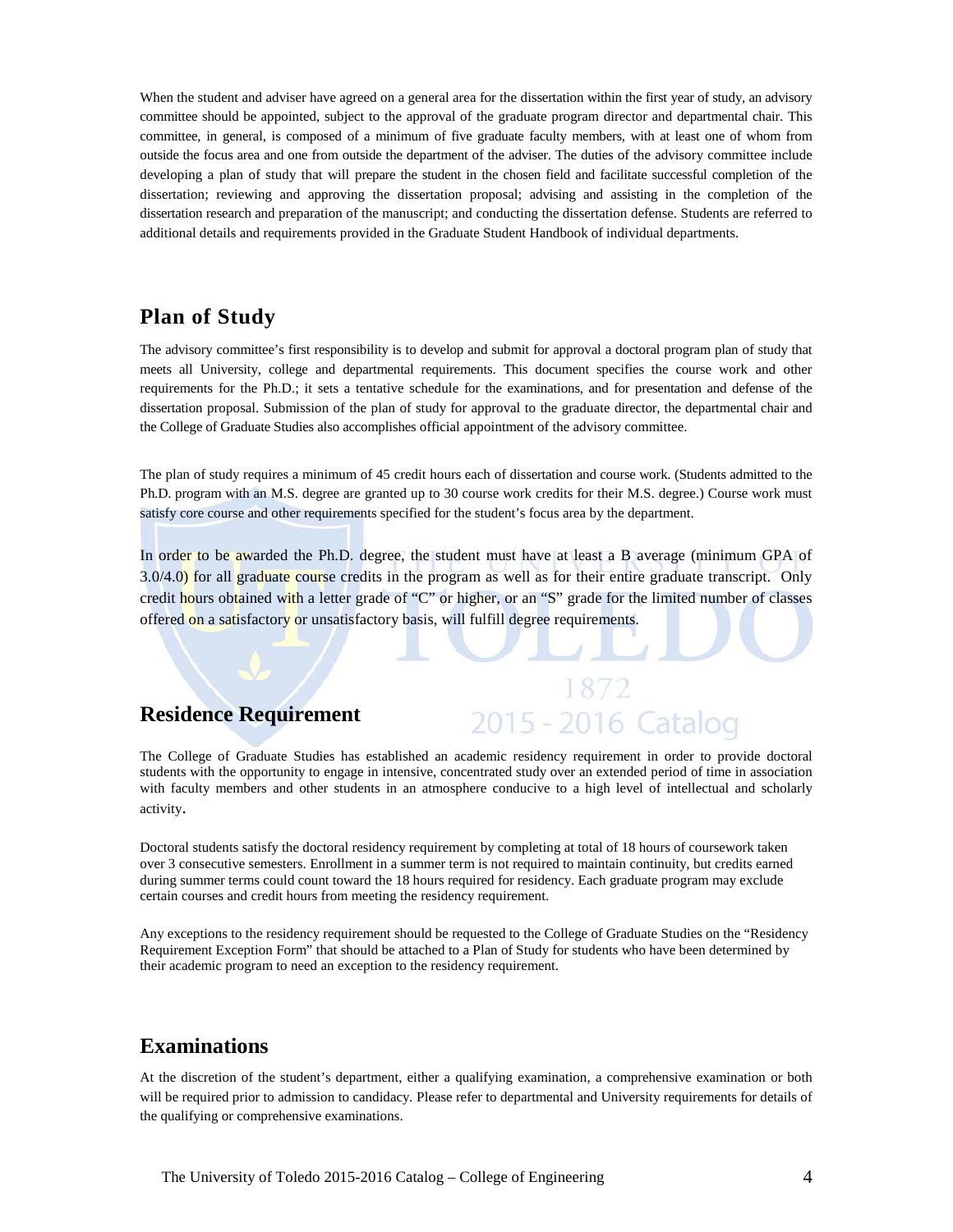When the student and adviser have agreed on a general area for the dissertation within the first year of study, an advisory committee should be appointed, subject to the approval of the graduate program director and departmental chair. This committee, in general, is composed of a minimum of five graduate faculty members, with at least one of whom from outside the focus area and one from outside the department of the adviser. The duties of the advisory committee include developing a plan of study that will prepare the student in the chosen field and facilitate successful completion of the dissertation; reviewing and approving the dissertation proposal; advising and assisting in the completion of the dissertation research and preparation of the manuscript; and conducting the dissertation defense. Students are referred to additional details and requirements provided in the Graduate Student Handbook of individual departments.

## Plan of Study

The advisory committee's first responsibility is to develop and submit for approval a doctoral program plan of study that meets all University, college and departmental requirements. This document specifies the course work and other requirements for the Ph.D.; it sets a tentative schedule for the examinations, and for presentation and defense of the dissertation proposal. Submission of the plan of study for approval to the graduate director, the departmental chair and the College of Graduate Studies also accomplishes official appointment of the advisory committee.

The plan of study requires a minimum of 45 credit hours each of dissertation and course work. (Students admitted to the Ph.D. program with an M.S. degree are granted up to 30 course work credits for their M.S. degree.) Course work must satisfy core course and other requirements specified for the student's focus area by the department.

In order to be awarded the Ph.D. degree, the student must have at least a B average (minimum GPA of 3.0/4.0) for all graduate course credits in the program as well as for their entire graduate transcript. Only credit hours obtained with a letter grade of "C" or higher, or an "S" grade for the limited number of classes offered on a satisfactory or unsatisfactory basis, will fulfill degree requirements.

## Residence Requirement

The College of Graduate Studies has established an academic residency requirement in order to provide doctoral students with the opportunity to engage in intensive, concentrated study over an extended period of time in association with faculty members and other students in an atmosphere conducive to a high level of intellectual and scholarly activity.

Doctoral students satisfy the doctoral residency requirement by completing at total of 18 hours of coursework taken over 3 consecutive semesters. Enrollment in a summer term is not required to maintain continuity, but credits earned during summer terms could count toward the 18 hours required for residency. Each graduate program may exclude certain courses and credit hours from meeting the residency requirement.

Any exceptions to the residency requirement should be requested to the College of Graduate Studies on the "Residency Requirement Exception Form" that should be attached to a Plan of Study for students who have been determined by their academic program to need an exception to the residency requirement.

## Examinations

At the discretion of the student's department, either a qualifying examination, a comprehensive examination or both will be required prior to admission to candidacy. Please refer to departmental and University requirements for details of the qualifying or comprehensive examinations.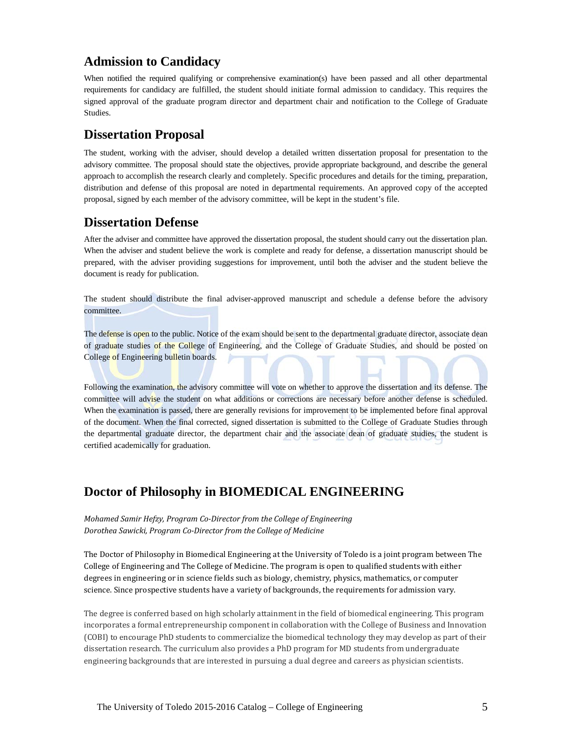## Admission to Candidacy

When notified the required qualifying or comprehensive examination(s) have been passed and all other departmental requirements for candidacy are fulfilled, the student should initiate formal admission to candidacy. This requires the signed approval of the graduate program director and department chair and notification to the College of Graduate Studies.

## Dissertation Proposal

The student, working with the adviser, should develop a detailed written dissertation proposal for presentation to the advisory committee. The proposal should state the objectives, provide appropriate background, and describe the general approach to accomplish the research clearly and completely. Specific procedures and details for the timing, preparation, distribution and defense of this proposal are noted in departmental requirements. An approved copy of the accepted proposal, signed by each member of the advisory committee, will be kept in the student's file.

## Dissertation Defense

After the adviser and committee have approved the dissertation proposal, the student should carry out the dissertation plan. When the adviser and student believe the work is complete and ready for defense, a dissertation manuscript should be prepared, with the adviser providing suggestions for improvement, until both the adviser and the student believe the document is ready for publication.

The student should distribute the final adviser-approved manuscript and schedule a defense before the advisory committee.

The defense is open to the public. Notice of the exam should be sent to the departmental graduate director, associate dean of graduate studies of the College of Engineering, and the College of Graduate Studies, and should be posted on College of Engineering bulletin boards.

Following the examination, the advisory committee will vote on whether to approve the dissertation and its defense. The committee will advise the student on what additions or corrections are necessary before another defense is scheduled. When the examination is passed, there are generally revisions for improvement to be implemented before final approval of the document. When the final corrected, signed dissertation is submitted to the College of Graduate Studies through the departmental graduate director, the department chair and the associate dean of graduate studies, the student is certified academically for graduation.

## Doctor of Philosophy in BIOMEDICAL ENGINEERING

*Mohamed Samir Hefzy, Program Co-Director from the College of Engineering*
*Dorothea Sawicki, Program Co-Director from the College of Medicine*

The Doctor of Philosophy in Biomedical Engineering at the University of Toledo is a joint program between The College of Engineering and The College of Medicine. The program is open to qualified students with either degrees in engineering or in science fields such as biology, chemistry, physics, mathematics, or computer science. Since prospective students have a variety of backgrounds, the requirements for admission vary.

The degree is conferred based on high scholarly attainment in the field of biomedical engineering. This program incorporates a formal entrepreneurship component in collaboration with the College of Business and Innovation (COBI) to encourage PhD students to commercialize the biomedical technology they may develop as part of their dissertation research. The curriculum also provides a PhD program for MD students from undergraduate engineering backgrounds that are interested in pursuing a dual degree and careers as physician scientists.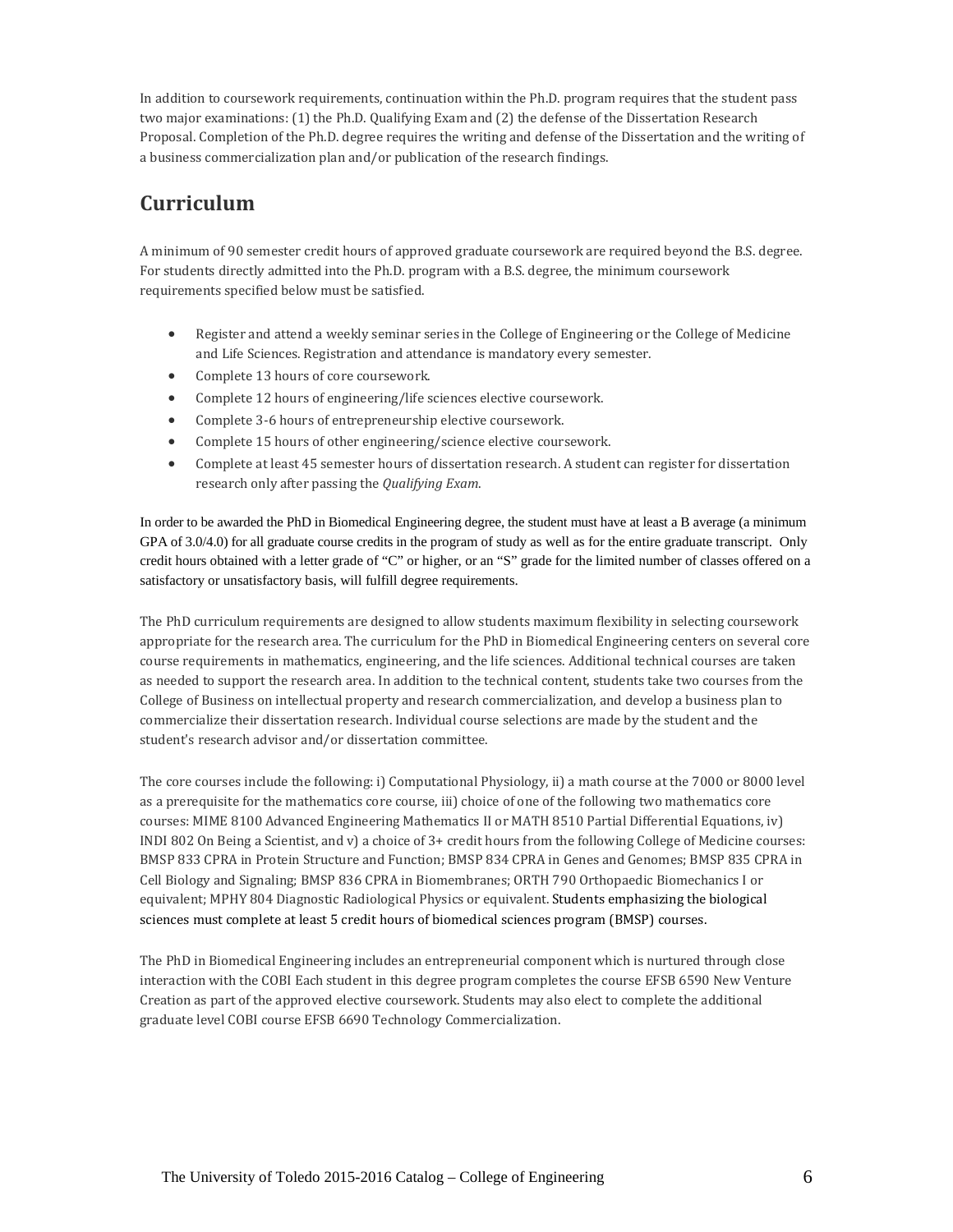In addition to coursework requirements, continuation within the Ph.D. program requires that the student pass two major examinations: (1) the Ph.D. Qualifying Exam and (2) the defense of the Dissertation Research Proposal. Completion of the Ph.D. degree requires the writing and defense of the Dissertation and the writing of a business commercialization plan and/or publication of the research findings.

## Curriculum

A minimum of 90 semester credit hours of approved graduate coursework are required beyond the B.S. degree. For students directly admitted into the Ph.D. program with a B.S. degree, the minimum coursework requirements specified below must be satisfied.

- Register and attend a weekly seminar series in the College of Engineering or the College of Medicine and Life Sciences. Registration and attendance is mandatory every semester.
- Complete 13 hours of core coursework.
- Complete 12 hours of engineering/life sciences elective coursework.
- Complete 3-6 hours of entrepreneurship elective coursework.
- Complete 15 hours of other engineering/science elective coursework.
- Complete at least 45 semester hours of dissertation research. A student can register for dissertation research only after passing the *Qualifying Exam*.

In order to be awarded the PhD in Biomedical Engineering degree, the student must have at least a B average (a minimum GPA of 3.0/4.0) for all graduate course credits in the program of study as well as for the entire graduate transcript. Only credit hours obtained with a letter grade of "C" or higher, or an "S" grade for the limited number of classes offered on a satisfactory or unsatisfactory basis, will fulfill degree requirements.

The PhD curriculum requirements are designed to allow students maximum flexibility in selecting coursework appropriate for the research area. The curriculum for the PhD in Biomedical Engineering centers on several core course requirements in mathematics, engineering, and the life sciences. Additional technical courses are taken as needed to support the research area. In addition to the technical content, students take two courses from the College of Business on intellectual property and research commercialization, and develop a business plan to commercialize their dissertation research. Individual course selections are made by the student and the student's research advisor and/or dissertation committee.

The core courses include the following: i) Computational Physiology, ii) a math course at the 7000 or 8000 level as a prerequisite for the mathematics core course, iii) choice of one of the following two mathematics core courses: MIME 8100 Advanced Engineering Mathematics II or MATH 8510 Partial Differential Equations, iv) INDI 802 On Being a Scientist, and v) a choice of 3+ credit hours from the following College of Medicine courses: BMSP 833 CPRA in Protein Structure and Function; BMSP 834 CPRA in Genes and Genomes; BMSP 835 CPRA in Cell Biology and Signaling; BMSP 836 CPRA in Biomembranes; ORTH 790 Orthopaedic Biomechanics I or equivalent; MPHY 804 Diagnostic Radiological Physics or equivalent. Students emphasizing the biological sciences must complete at least 5 credit hours of biomedical sciences program (BMSP) courses.

The PhD in Biomedical Engineering includes an entrepreneurial component which is nurtured through close interaction with the COBI Each student in this degree program completes the course EFSB 6590 New Venture Creation as part of the approved elective coursework. Students may also elect to complete the additional graduate level COBI course EFSB 6690 Technology Commercialization.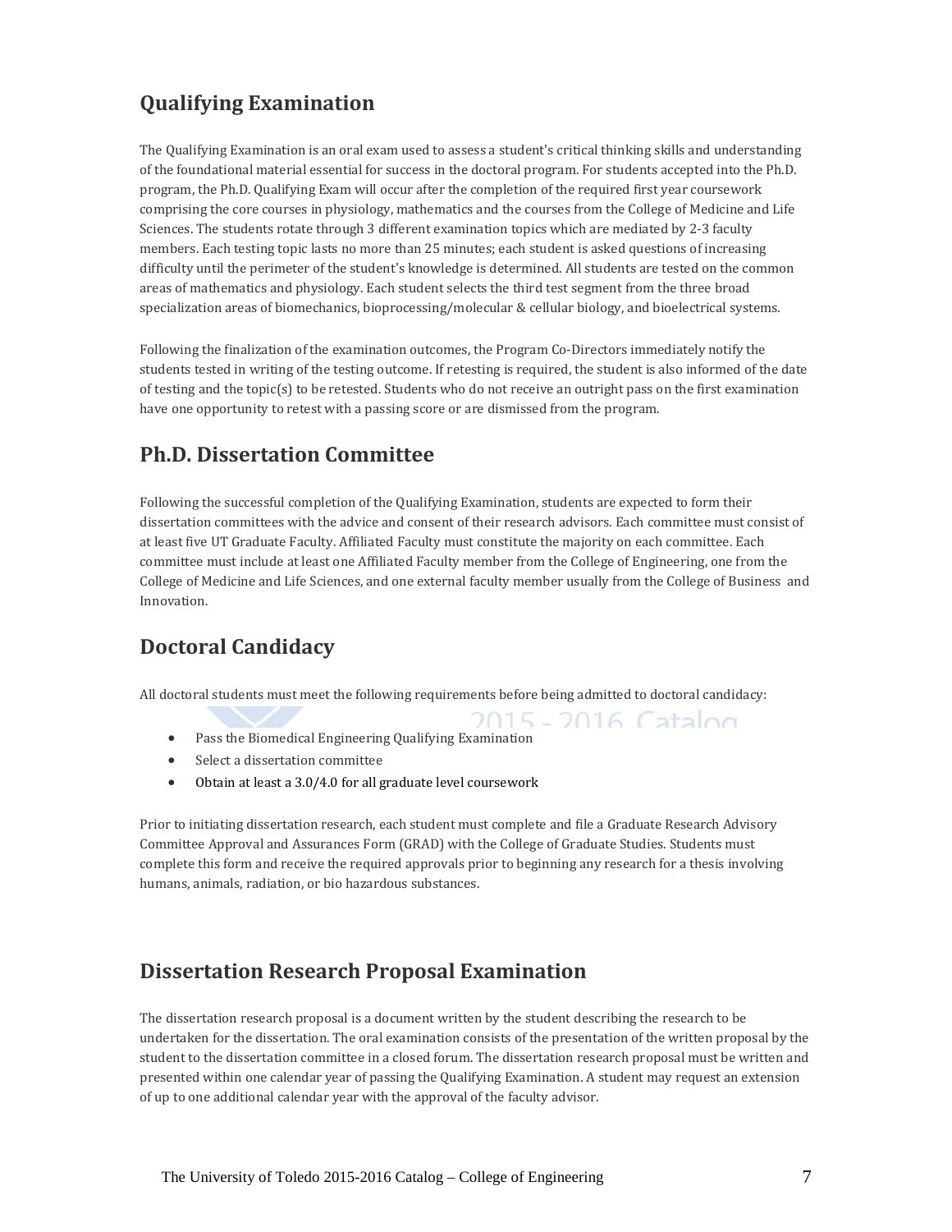## Qualifying Examination

The Qualifying Examination is an oral exam used to assess a student's critical thinking skills and understanding of the foundational material essential for success in the doctoral program. For students accepted into the Ph.D. program, the Ph.D. Qualifying Exam will occur after the completion of the required first year coursework comprising the core courses in physiology, mathematics and the courses from the College of Medicine and Life Sciences. The students rotate through 3 different examination topics which are mediated by 2-3 faculty members. Each testing topic lasts no more than 25 minutes; each student is asked questions of increasing difficulty until the perimeter of the student's knowledge is determined. All students are tested on the common areas of mathematics and physiology. Each student selects the third test segment from the three broad specialization areas of biomechanics, bioprocessing/molecular & cellular biology, and bioelectrical systems.

Following the finalization of the examination outcomes, the Program Co-Directors immediately notify the students tested in writing of the testing outcome. If retesting is required, the student is also informed of the date of testing and the topic(s) to be retested. Students who do not receive an outright pass on the first examination have one opportunity to retest with a passing score or are dismissed from the program.

## Ph.D. Dissertation Committee

Following the successful completion of the Qualifying Examination, students are expected to form their dissertation committees with the advice and consent of their research advisors. Each committee must consist of at least five UT Graduate Faculty. Affiliated Faculty must constitute the majority on each committee. Each committee must include at least one Affiliated Faculty member from the College of Engineering, one from the College of Medicine and Life Sciences, and one external faculty member usually from the College of Business and Innovation.

## Doctoral Candidacy

All doctoral students must meet the following requirements before being admitted to doctoral candidacy:

- Pass the Biomedical Engineering Qualifying Examination
- Select a dissertation committee
- Obtain at least a 3.0/4.0 for all graduate level coursework

Prior to initiating dissertation research, each student must complete and file a Graduate Research Advisory Committee Approval and Assurances Form (GRAD) with the College of Graduate Studies. Students must complete this form and receive the required approvals prior to beginning any research for a thesis involving humans, animals, radiation, or bio hazardous substances.

## Dissertation Research Proposal Examination

The dissertation research proposal is a document written by the student describing the research to be undertaken for the dissertation. The oral examination consists of the presentation of the written proposal by the student to the dissertation committee in a closed forum. The dissertation research proposal must be written and presented within one calendar year of passing the Qualifying Examination. A student may request an extension of up to one additional calendar year with the approval of the faculty advisor.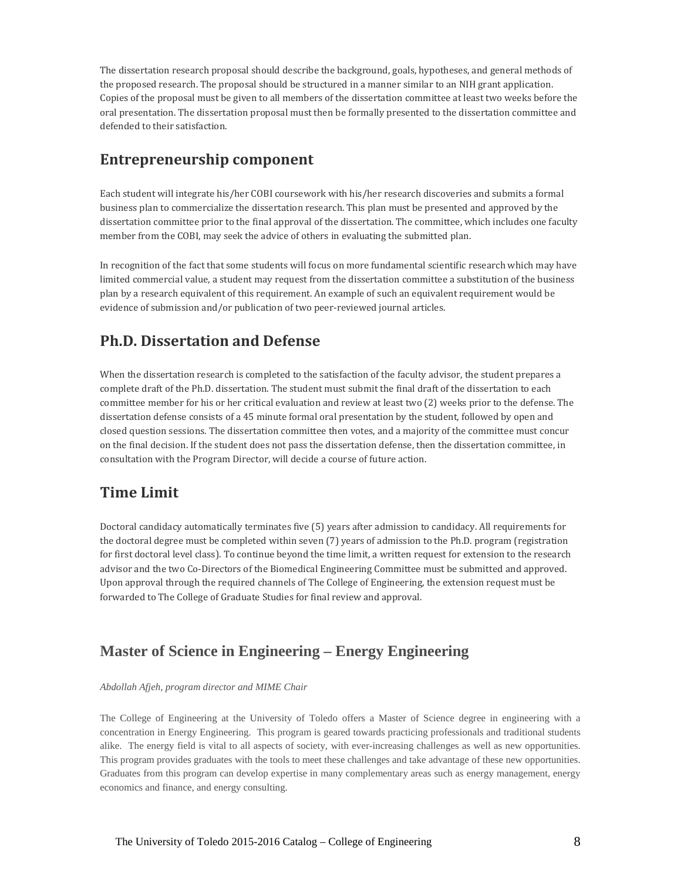The dissertation research proposal should describe the background, goals, hypotheses, and general methods of the proposed research. The proposal should be structured in a manner similar to an NIH grant application. Copies of the proposal must be given to all members of the dissertation committee at least two weeks before the oral presentation. The dissertation proposal must then be formally presented to the dissertation committee and defended to their satisfaction.

## Entrepreneurship component

Each student will integrate his/her COBI coursework with his/her research discoveries and submits a formal business plan to commercialize the dissertation research. This plan must be presented and approved by the dissertation committee prior to the final approval of the dissertation. The committee, which includes one faculty member from the COBI, may seek the advice of others in evaluating the submitted plan.

In recognition of the fact that some students will focus on more fundamental scientific research which may have limited commercial value, a student may request from the dissertation committee a substitution of the business plan by a research equivalent of this requirement. An example of such an equivalent requirement would be evidence of submission and/or publication of two peer-reviewed journal articles.

## Ph.D. Dissertation and Defense

When the dissertation research is completed to the satisfaction of the faculty advisor, the student prepares a complete draft of the Ph.D. dissertation. The student must submit the final draft of the dissertation to each committee member for his or her critical evaluation and review at least two (2) weeks prior to the defense. The dissertation defense consists of a 45 minute formal oral presentation by the student, followed by open and closed question sessions. The dissertation committee then votes, and a majority of the committee must concur on the final decision. If the student does not pass the dissertation defense, then the dissertation committee, in consultation with the Program Director, will decide a course of future action.

## Time Limit

Doctoral candidacy automatically terminates five (5) years after admission to candidacy. All requirements for the doctoral degree must be completed within seven (7) years of admission to the Ph.D. program (registration for first doctoral level class). To continue beyond the time limit, a written request for extension to the research advisor and the two Co-Directors of the Biomedical Engineering Committee must be submitted and approved. Upon approval through the required channels of The College of Engineering, the extension request must be forwarded to The College of Graduate Studies for final review and approval.

## Master of Science in Engineering – Energy Engineering

*Abdollah Afjeh, program director and MIME Chair*

The College of Engineering at the University of Toledo offers a Master of Science degree in engineering with a concentration in Energy Engineering. This program is geared towards practicing professionals and traditional students alike. The energy field is vital to all aspects of society, with ever-increasing challenges as well as new opportunities. This program provides graduates with the tools to meet these challenges and take advantage of these new opportunities. Graduates from this program can develop expertise in many complementary areas such as energy management, energy economics and finance, and energy consulting.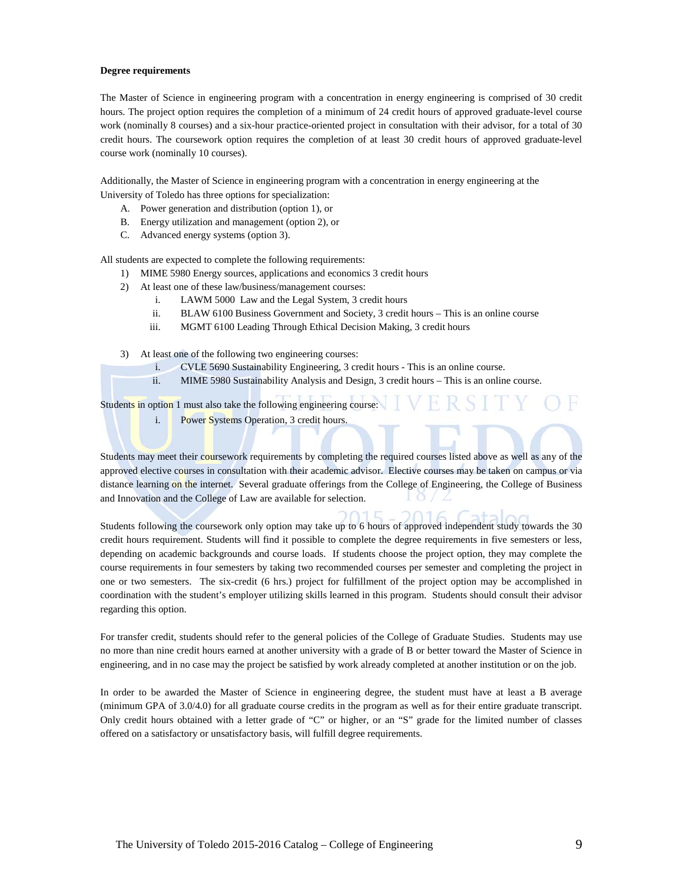**Degree requirements**

The Master of Science in engineering program with a concentration in energy engineering is comprised of 30 credit hours. The project option requires the completion of a minimum of 24 credit hours of approved graduate-level course work (nominally 8 courses) and a six-hour practice-oriented project in consultation with their advisor, for a total of 30 credit hours. The coursework option requires the completion of at least 30 credit hours of approved graduate-level course work (nominally 10 courses).

Additionally, the Master of Science in engineering program with a concentration in energy engineering at the University of Toledo has three options for specialization:

A. Power generation and distribution (option 1), or
B. Energy utilization and management (option 2), or
C. Advanced energy systems (option 3).

All students are expected to complete the following requirements:

1) MIME 5980 Energy sources, applications and economics 3 credit hours
2) At least one of these law/business/management courses:
   i. LAWM 5000 Law and the Legal System, 3 credit hours
   ii. BLAW 6100 Business Government and Society, 3 credit hours – This is an online course
   iii. MGMT 6100 Leading Through Ethical Decision Making, 3 credit hours
3) At least one of the following two engineering courses:
   i. CVLE 5690 Sustainability Engineering, 3 credit hours - This is an online course.
   ii. MIME 5980 Sustainability Analysis and Design, 3 credit hours – This is an online course.

Students in option 1 must also take the following engineering course:

i. Power Systems Operation, 3 credit hours.

Students may meet their coursework requirements by completing the required courses listed above as well as any of the approved elective courses in consultation with their academic advisor. Elective courses may be taken on campus or via distance learning on the internet. Several graduate offerings from the College of Engineering, the College of Business and Innovation and the College of Law are available for selection.

Students following the coursework only option may take up to 6 hours of approved independent study towards the 30 credit hours requirement. Students will find it possible to complete the degree requirements in five semesters or less, depending on academic backgrounds and course loads. If students choose the project option, they may complete the course requirements in four semesters by taking two recommended courses per semester and completing the project in one or two semesters. The six-credit (6 hrs.) project for fulfillment of the project option may be accomplished in coordination with the student's employer utilizing skills learned in this program. Students should consult their advisor regarding this option.

For transfer credit, students should refer to the general policies of the College of Graduate Studies. Students may use no more than nine credit hours earned at another university with a grade of B or better toward the Master of Science in engineering, and in no case may the project be satisfied by work already completed at another institution or on the job.

In order to be awarded the Master of Science in engineering degree, the student must have at least a B average (minimum GPA of 3.0/4.0) for all graduate course credits in the program as well as for their entire graduate transcript. Only credit hours obtained with a letter grade of "C" or higher, or an "S" grade for the limited number of classes offered on a satisfactory or unsatisfactory basis, will fulfill degree requirements.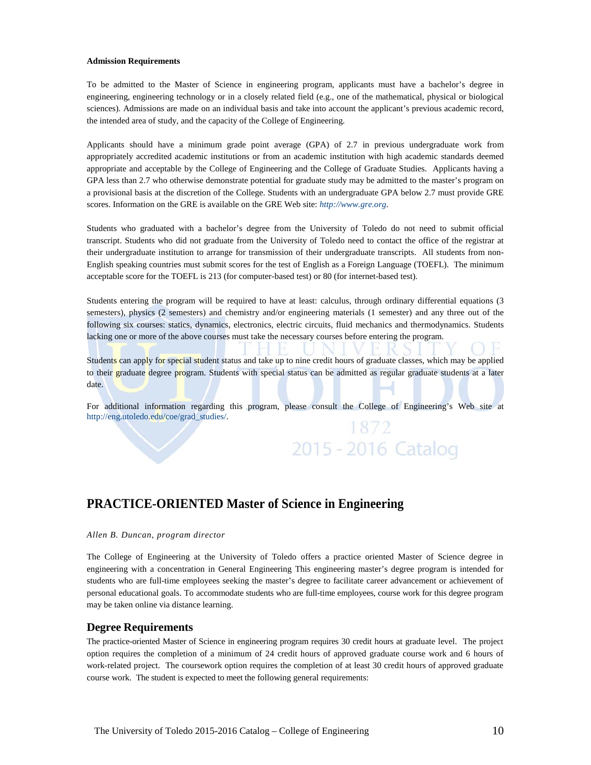**Admission Requirements**

To be admitted to the Master of Science in engineering program, applicants must have a bachelor's degree in engineering, engineering technology or in a closely related field (e.g., one of the mathematical, physical or biological sciences). Admissions are made on an individual basis and take into account the applicant's previous academic record, the intended area of study, and the capacity of the College of Engineering.

Applicants should have a minimum grade point average (GPA) of 2.7 in previous undergraduate work from appropriately accredited academic institutions or from an academic institution with high academic standards deemed appropriate and acceptable by the College of Engineering and the College of Graduate Studies. Applicants having a GPA less than 2.7 who otherwise demonstrate potential for graduate study may be admitted to the master's program on a provisional basis at the discretion of the College. Students with an undergraduate GPA below 2.7 must provide GRE scores. Information on the GRE is available on the GRE Web site: *http://www.gre.org*.

Students who graduated with a bachelor's degree from the University of Toledo do not need to submit official transcript. Students who did not graduate from the University of Toledo need to contact the office of the registrar at their undergraduate institution to arrange for transmission of their undergraduate transcripts. All students from non-English speaking countries must submit scores for the test of English as a Foreign Language (TOEFL). The minimum acceptable score for the TOEFL is 213 (for computer-based test) or 80 (for internet-based test).

Students entering the program will be required to have at least: calculus, through ordinary differential equations (3 semesters), physics (2 semesters) and chemistry and/or engineering materials (1 semester) and any three out of the following six courses: statics, dynamics, electronics, electric circuits, fluid mechanics and thermodynamics. Students lacking one or more of the above courses must take the necessary courses before entering the program.

Students can apply for special student status and take up to nine credit hours of graduate classes, which may be applied to their graduate degree program. Students with special status can be admitted as regular graduate students at a later date.

For additional information regarding this program, please consult the College of Engineering's Web site at http://eng.utoledo.edu/coe/grad_studies/.

# PRACTICE-ORIENTED Master of Science in Engineering

*Allen B. Duncan, program director*

The College of Engineering at the University of Toledo offers a practice oriented Master of Science degree in engineering with a concentration in General Engineering This engineering master's degree program is intended for students who are full-time employees seeking the master's degree to facilitate career advancement or achievement of personal educational goals. To accommodate students who are full-time employees, course work for this degree program may be taken online via distance learning.

## Degree Requirements

The practice-oriented Master of Science in engineering program requires 30 credit hours at graduate level. The project option requires the completion of a minimum of 24 credit hours of approved graduate course work and 6 hours of work-related project. The coursework option requires the completion of at least 30 credit hours of approved graduate course work. The student is expected to meet the following general requirements: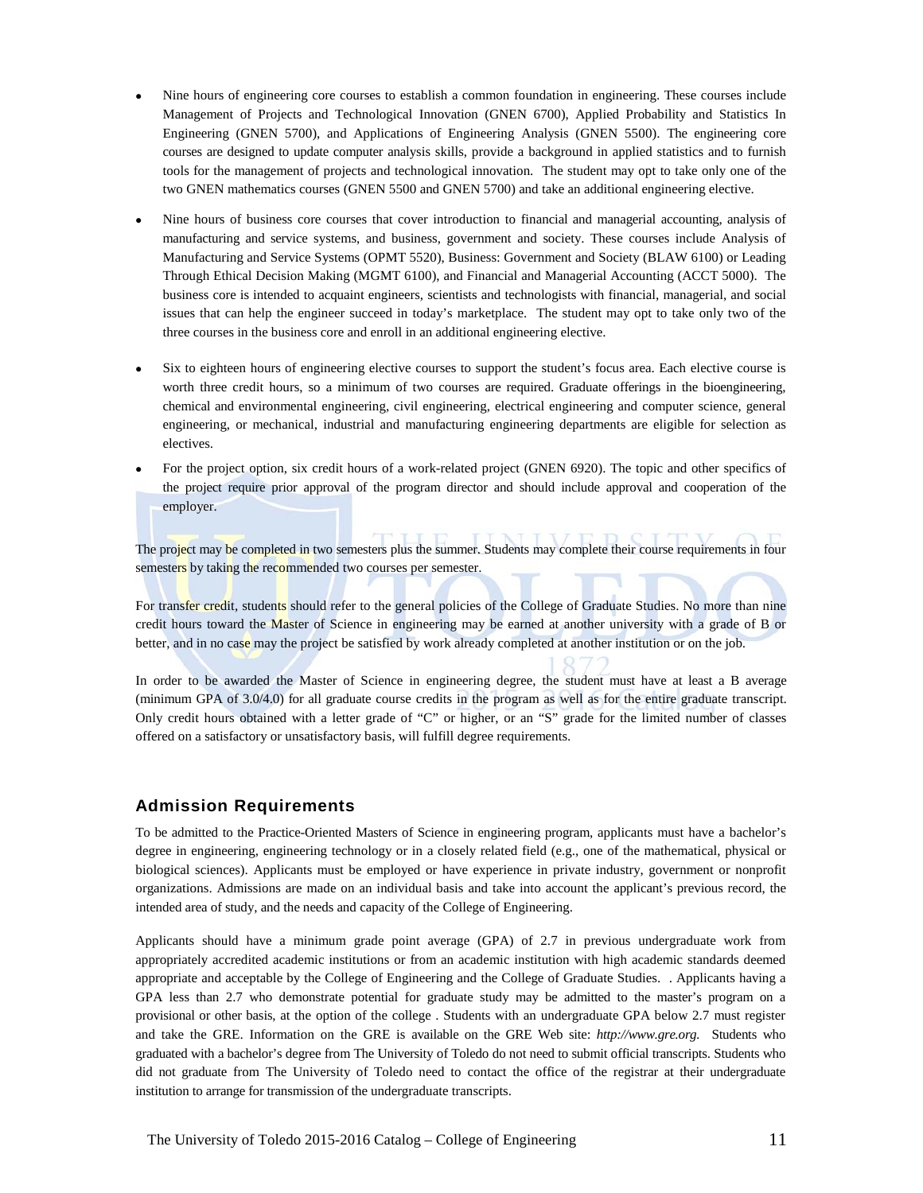- Nine hours of engineering core courses to establish a common foundation in engineering. These courses include Management of Projects and Technological Innovation (GNEN 6700), Applied Probability and Statistics In Engineering (GNEN 5700), and Applications of Engineering Analysis (GNEN 5500). The engineering core courses are designed to update computer analysis skills, provide a background in applied statistics and to furnish tools for the management of projects and technological innovation. The student may opt to take only one of the two GNEN mathematics courses (GNEN 5500 and GNEN 5700) and take an additional engineering elective.

- Nine hours of business core courses that cover introduction to financial and managerial accounting, analysis of manufacturing and service systems, and business, government and society. These courses include Analysis of Manufacturing and Service Systems (OPMT 5520), Business: Government and Society (BLAW 6100) or Leading Through Ethical Decision Making (MGMT 6100), and Financial and Managerial Accounting (ACCT 5000). The business core is intended to acquaint engineers, scientists and technologists with financial, managerial, and social issues that can help the engineer succeed in today's marketplace. The student may opt to take only two of the three courses in the business core and enroll in an additional engineering elective.

- Six to eighteen hours of engineering elective courses to support the student's focus area. Each elective course is worth three credit hours, so a minimum of two courses are required. Graduate offerings in the bioengineering, chemical and environmental engineering, civil engineering, electrical engineering and computer science, general engineering, or mechanical, industrial and manufacturing engineering departments are eligible for selection as electives.

- For the project option, six credit hours of a work-related project (GNEN 6920). The topic and other specifics of the project require prior approval of the program director and should include approval and cooperation of the employer.

The project may be completed in two semesters plus the summer. Students may complete their course requirements in four semesters by taking the recommended two courses per semester.

For transfer credit, students should refer to the general policies of the College of Graduate Studies. No more than nine credit hours toward the Master of Science in engineering may be earned at another university with a grade of B or better, and in no case may the project be satisfied by work already completed at another institution or on the job.

In order to be awarded the Master of Science in engineering degree, the student must have at least a B average (minimum GPA of 3.0/4.0) for all graduate course credits in the program as well as for the entire graduate transcript. Only credit hours obtained with a letter grade of "C" or higher, or an "S" grade for the limited number of classes offered on a satisfactory or unsatisfactory basis, will fulfill degree requirements.

## Admission Requirements

To be admitted to the Practice-Oriented Masters of Science in engineering program, applicants must have a bachelor's degree in engineering, engineering technology or in a closely related field (e.g., one of the mathematical, physical or biological sciences). Applicants must be employed or have experience in private industry, government or nonprofit organizations. Admissions are made on an individual basis and take into account the applicant's previous record, the intended area of study, and the needs and capacity of the College of Engineering.

Applicants should have a minimum grade point average (GPA) of 2.7 in previous undergraduate work from appropriately accredited academic institutions or from an academic institution with high academic standards deemed appropriate and acceptable by the College of Engineering and the College of Graduate Studies. . Applicants having a GPA less than 2.7 who demonstrate potential for graduate study may be admitted to the master's program on a provisional or other basis, at the option of the college . Students with an undergraduate GPA below 2.7 must register and take the GRE. Information on the GRE is available on the GRE Web site: *http://www.gre.org.* Students who graduated with a bachelor's degree from The University of Toledo do not need to submit official transcripts. Students who did not graduate from The University of Toledo need to contact the office of the registrar at their undergraduate institution to arrange for transmission of the undergraduate transcripts.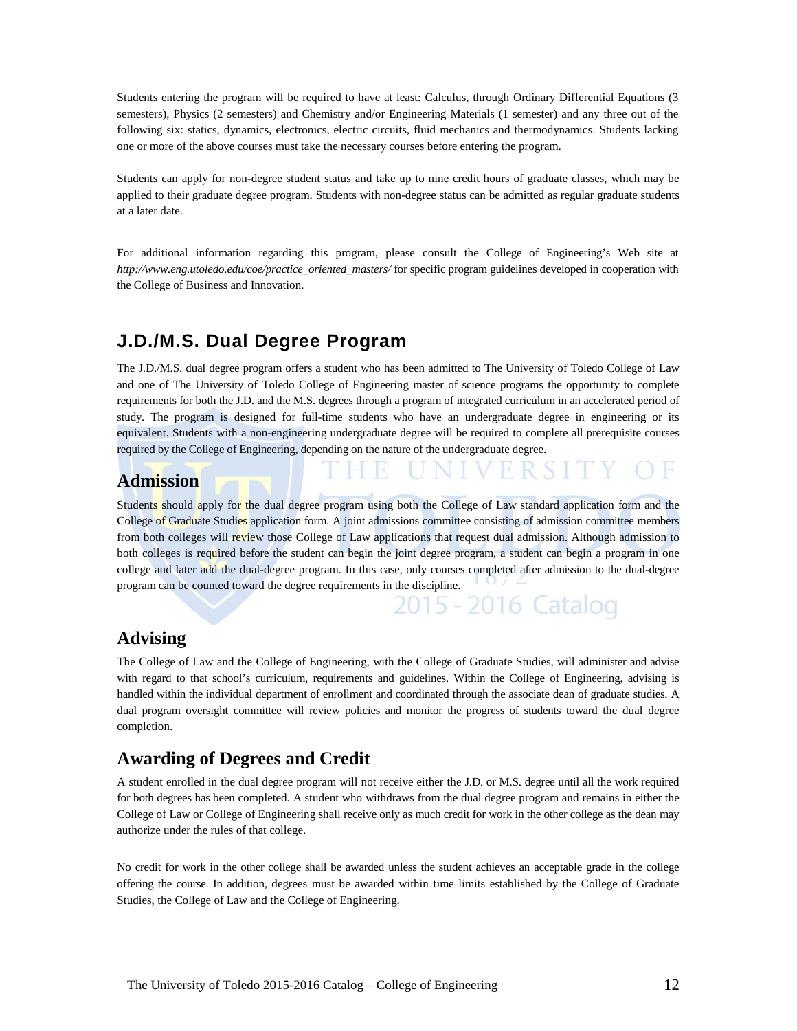Students entering the program will be required to have at least: Calculus, through Ordinary Differential Equations (3 semesters), Physics (2 semesters) and Chemistry and/or Engineering Materials (1 semester) and any three out of the following six: statics, dynamics, electronics, electric circuits, fluid mechanics and thermodynamics. Students lacking one or more of the above courses must take the necessary courses before entering the program.

Students can apply for non-degree student status and take up to nine credit hours of graduate classes, which may be applied to their graduate degree program. Students with non-degree status can be admitted as regular graduate students at a later date.

For additional information regarding this program, please consult the College of Engineering's Web site at *http://www.eng.utoledo.edu/coe/practice_oriented_masters/* for specific program guidelines developed in cooperation with the College of Business and Innovation.

## J.D./M.S. Dual Degree Program

The J.D./M.S. dual degree program offers a student who has been admitted to The University of Toledo College of Law and one of The University of Toledo College of Engineering master of science programs the opportunity to complete requirements for both the J.D. and the M.S. degrees through a program of integrated curriculum in an accelerated period of study. The program is designed for full-time students who have an undergraduate degree in engineering or its equivalent. Students with a non-engineering undergraduate degree will be required to complete all prerequisite courses required by the College of Engineering, depending on the nature of the undergraduate degree.

### Admission

Students should apply for the dual degree program using both the College of Law standard application form and the College of Graduate Studies application form. A joint admissions committee consisting of admission committee members from both colleges will review those College of Law applications that request dual admission. Although admission to both colleges is required before the student can begin the joint degree program, a student can begin a program in one college and later add the dual-degree program. In this case, only courses completed after admission to the dual-degree program can be counted toward the degree requirements in the discipline.

### Advising

The College of Law and the College of Engineering, with the College of Graduate Studies, will administer and advise with regard to that school's curriculum, requirements and guidelines. Within the College of Engineering, advising is handled within the individual department of enrollment and coordinated through the associate dean of graduate studies. A dual program oversight committee will review policies and monitor the progress of students toward the dual degree completion.

### Awarding of Degrees and Credit

A student enrolled in the dual degree program will not receive either the J.D. or M.S. degree until all the work required for both degrees has been completed. A student who withdraws from the dual degree program and remains in either the College of Law or College of Engineering shall receive only as much credit for work in the other college as the dean may authorize under the rules of that college.

No credit for work in the other college shall be awarded unless the student achieves an acceptable grade in the college offering the course. In addition, degrees must be awarded within time limits established by the College of Graduate Studies, the College of Law and the College of Engineering.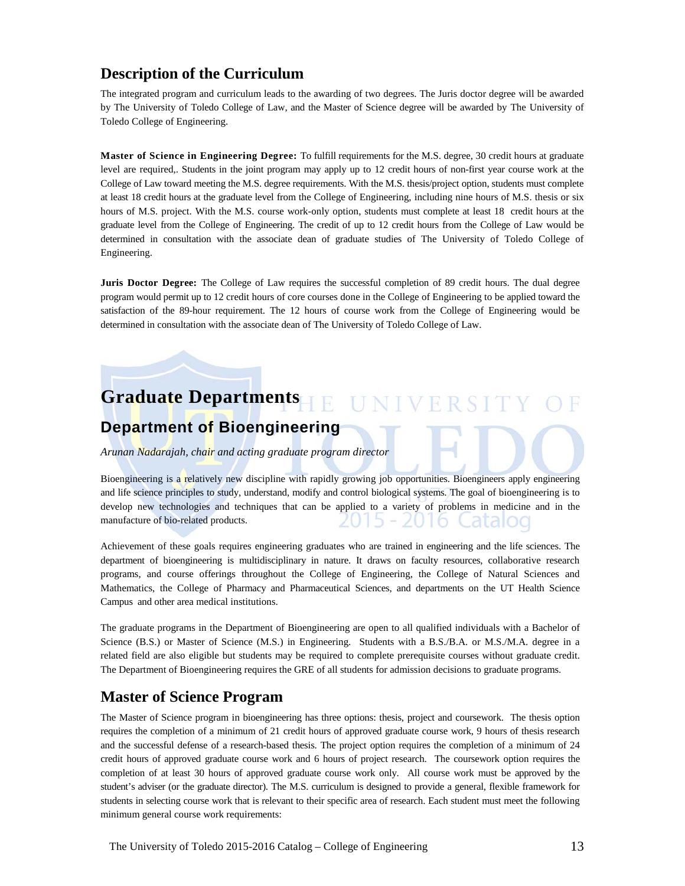## Description of the Curriculum

The integrated program and curriculum leads to the awarding of two degrees. The Juris doctor degree will be awarded by The University of Toledo College of Law, and the Master of Science degree will be awarded by The University of Toledo College of Engineering.

**Master of Science in Engineering Degree:** To fulfill requirements for the M.S. degree, 30 credit hours at graduate level are required,. Students in the joint program may apply up to 12 credit hours of non-first year course work at the College of Law toward meeting the M.S. degree requirements. With the M.S. thesis/project option, students must complete at least 18 credit hours at the graduate level from the College of Engineering, including nine hours of M.S. thesis or six hours of M.S. project. With the M.S. course work-only option, students must complete at least 18 credit hours at the graduate level from the College of Engineering. The credit of up to 12 credit hours from the College of Law would be determined in consultation with the associate dean of graduate studies of The University of Toledo College of Engineering.

**Juris Doctor Degree:** The College of Law requires the successful completion of 89 credit hours. The dual degree program would permit up to 12 credit hours of core courses done in the College of Engineering to be applied toward the satisfaction of the 89-hour requirement. The 12 hours of course work from the College of Engineering would be determined in consultation with the associate dean of The University of Toledo College of Law.

# Graduate Departments

## Department of Bioengineering

*Arunan Nadarajah, chair and acting graduate program director*

Bioengineering is a relatively new discipline with rapidly growing job opportunities. Bioengineers apply engineering and life science principles to study, understand, modify and control biological systems. The goal of bioengineering is to develop new technologies and techniques that can be applied to a variety of problems in medicine and in the manufacture of bio-related products.

Achievement of these goals requires engineering graduates who are trained in engineering and the life sciences. The department of bioengineering is multidisciplinary in nature. It draws on faculty resources, collaborative research programs, and course offerings throughout the College of Engineering, the College of Natural Sciences and Mathematics, the College of Pharmacy and Pharmaceutical Sciences, and departments on the UT Health Science Campus and other area medical institutions.

The graduate programs in the Department of Bioengineering are open to all qualified individuals with a Bachelor of Science (B.S.) or Master of Science (M.S.) in Engineering. Students with a B.S./B.A. or M.S./M.A. degree in a related field are also eligible but students may be required to complete prerequisite courses without graduate credit. The Department of Bioengineering requires the GRE of all students for admission decisions to graduate programs.

## Master of Science Program

The Master of Science program in bioengineering has three options: thesis, project and coursework. The thesis option requires the completion of a minimum of 21 credit hours of approved graduate course work, 9 hours of thesis research and the successful defense of a research-based thesis. The project option requires the completion of a minimum of 24 credit hours of approved graduate course work and 6 hours of project research. The coursework option requires the completion of at least 30 hours of approved graduate course work only. All course work must be approved by the student's adviser (or the graduate director). The M.S. curriculum is designed to provide a general, flexible framework for students in selecting course work that is relevant to their specific area of research. Each student must meet the following minimum general course work requirements: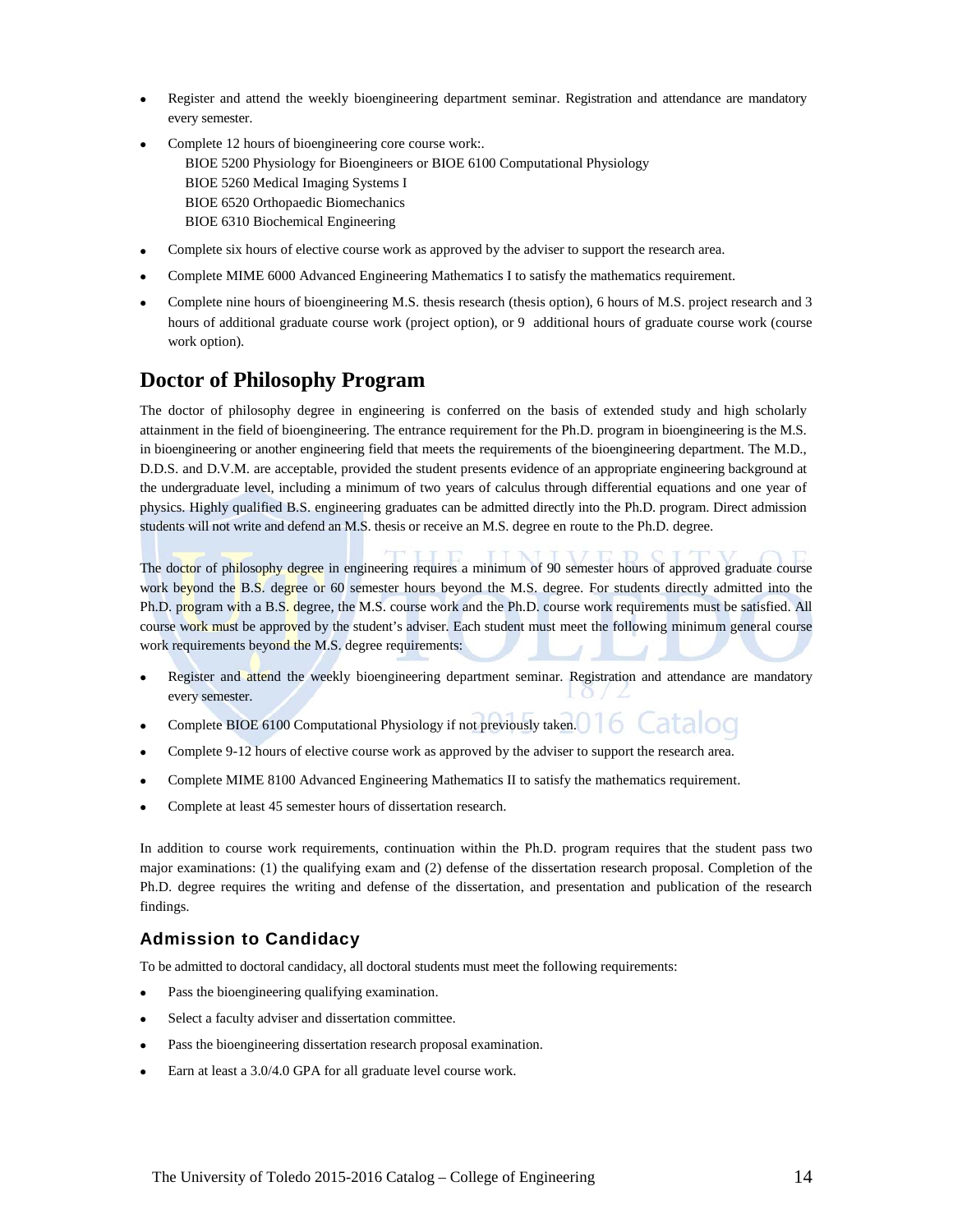- Register and attend the weekly bioengineering department seminar. Registration and attendance are mandatory every semester.
- Complete 12 hours of bioengineering core course work:.
  - BIOE 5200 Physiology for Bioengineers or BIOE 6100 Computational Physiology
  - BIOE 5260 Medical Imaging Systems I
  - BIOE 6520 Orthopaedic Biomechanics
  - BIOE 6310 Biochemical Engineering
- Complete six hours of elective course work as approved by the adviser to support the research area.
- Complete MIME 6000 Advanced Engineering Mathematics I to satisfy the mathematics requirement.
- Complete nine hours of bioengineering M.S. thesis research (thesis option), 6 hours of M.S. project research and 3 hours of additional graduate course work (project option), or 9 additional hours of graduate course work (course work option).

## Doctor of Philosophy Program

The doctor of philosophy degree in engineering is conferred on the basis of extended study and high scholarly attainment in the field of bioengineering. The entrance requirement for the Ph.D. program in bioengineering is the M.S. in bioengineering or another engineering field that meets the requirements of the bioengineering department. The M.D., D.D.S. and D.V.M. are acceptable, provided the student presents evidence of an appropriate engineering background at the undergraduate level, including a minimum of two years of calculus through differential equations and one year of physics. Highly qualified B.S. engineering graduates can be admitted directly into the Ph.D. program. Direct admission students will not write and defend an M.S. thesis or receive an M.S. degree en route to the Ph.D. degree.

The doctor of philosophy degree in engineering requires a minimum of 90 semester hours of approved graduate course work beyond the B.S. degree or 60 semester hours beyond the M.S. degree. For students directly admitted into the Ph.D. program with a B.S. degree, the M.S. course work and the Ph.D. course work requirements must be satisfied. All course work must be approved by the student's adviser. Each student must meet the following minimum general course work requirements beyond the M.S. degree requirements:

- Register and attend the weekly bioengineering department seminar. Registration and attendance are mandatory every semester.
- Complete BIOE 6100 Computational Physiology if not previously taken.
- Complete 9-12 hours of elective course work as approved by the adviser to support the research area.
- Complete MIME 8100 Advanced Engineering Mathematics II to satisfy the mathematics requirement.
- Complete at least 45 semester hours of dissertation research.

In addition to course work requirements, continuation within the Ph.D. program requires that the student pass two major examinations: (1) the qualifying exam and (2) defense of the dissertation research proposal. Completion of the Ph.D. degree requires the writing and defense of the dissertation, and presentation and publication of the research findings.

### Admission to Candidacy

To be admitted to doctoral candidacy, all doctoral students must meet the following requirements:

- Pass the bioengineering qualifying examination.
- Select a faculty adviser and dissertation committee.
- Pass the bioengineering dissertation research proposal examination.
- Earn at least a 3.0/4.0 GPA for all graduate level course work.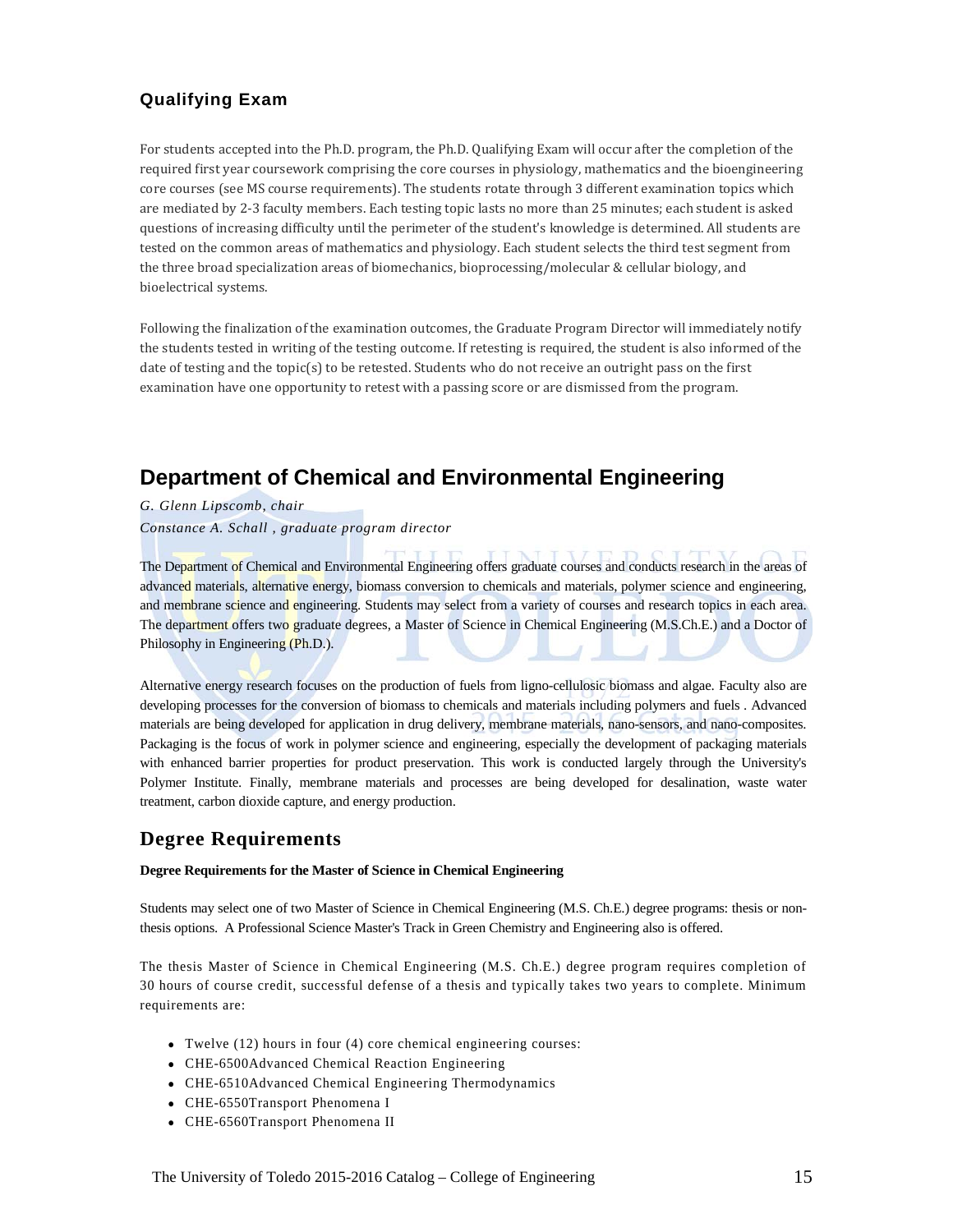### Qualifying Exam

For students accepted into the Ph.D. program, the Ph.D. Qualifying Exam will occur after the completion of the required first year coursework comprising the core courses in physiology, mathematics and the bioengineering core courses (see MS course requirements). The students rotate through 3 different examination topics which are mediated by 2-3 faculty members. Each testing topic lasts no more than 25 minutes; each student is asked questions of increasing difficulty until the perimeter of the student's knowledge is determined. All students are tested on the common areas of mathematics and physiology. Each student selects the third test segment from the three broad specialization areas of biomechanics, bioprocessing/molecular & cellular biology, and bioelectrical systems.

Following the finalization of the examination outcomes, the Graduate Program Director will immediately notify the students tested in writing of the testing outcome. If retesting is required, the student is also informed of the date of testing and the topic(s) to be retested. Students who do not receive an outright pass on the first examination have one opportunity to retest with a passing score or are dismissed from the program.

## Department of Chemical and Environmental Engineering

*G. Glenn Lipscomb, chair*

*Constance A. Schall , graduate program director*

The Department of Chemical and Environmental Engineering offers graduate courses and conducts research in the areas of advanced materials, alternative energy, biomass conversion to chemicals and materials, polymer science and engineering, and membrane science and engineering. Students may select from a variety of courses and research topics in each area. The department offers two graduate degrees, a Master of Science in Chemical Engineering (M.S.Ch.E.) and a Doctor of Philosophy in Engineering (Ph.D.).

Alternative energy research focuses on the production of fuels from ligno-cellulosic biomass and algae. Faculty also are developing processes for the conversion of biomass to chemicals and materials including polymers and fuels . Advanced materials are being developed for application in drug delivery, membrane materials, nano-sensors, and nano-composites. Packaging is the focus of work in polymer science and engineering, especially the development of packaging materials with enhanced barrier properties for product preservation. This work is conducted largely through the University's Polymer Institute. Finally, membrane materials and processes are being developed for desalination, waste water treatment, carbon dioxide capture, and energy production.

## Degree Requirements

**Degree Requirements for the Master of Science in Chemical Engineering**

Students may select one of two Master of Science in Chemical Engineering (M.S. Ch.E.) degree programs: thesis or non-thesis options. A Professional Science Master's Track in Green Chemistry and Engineering also is offered.

The thesis Master of Science in Chemical Engineering (M.S. Ch.E.) degree program requires completion of 30 hours of course credit, successful defense of a thesis and typically takes two years to complete. Minimum requirements are:

- Twelve (12) hours in four (4) core chemical engineering courses:
- CHE-6500Advanced Chemical Reaction Engineering
- CHE-6510Advanced Chemical Engineering Thermodynamics
- CHE-6550Transport Phenomena I
- CHE-6560Transport Phenomena II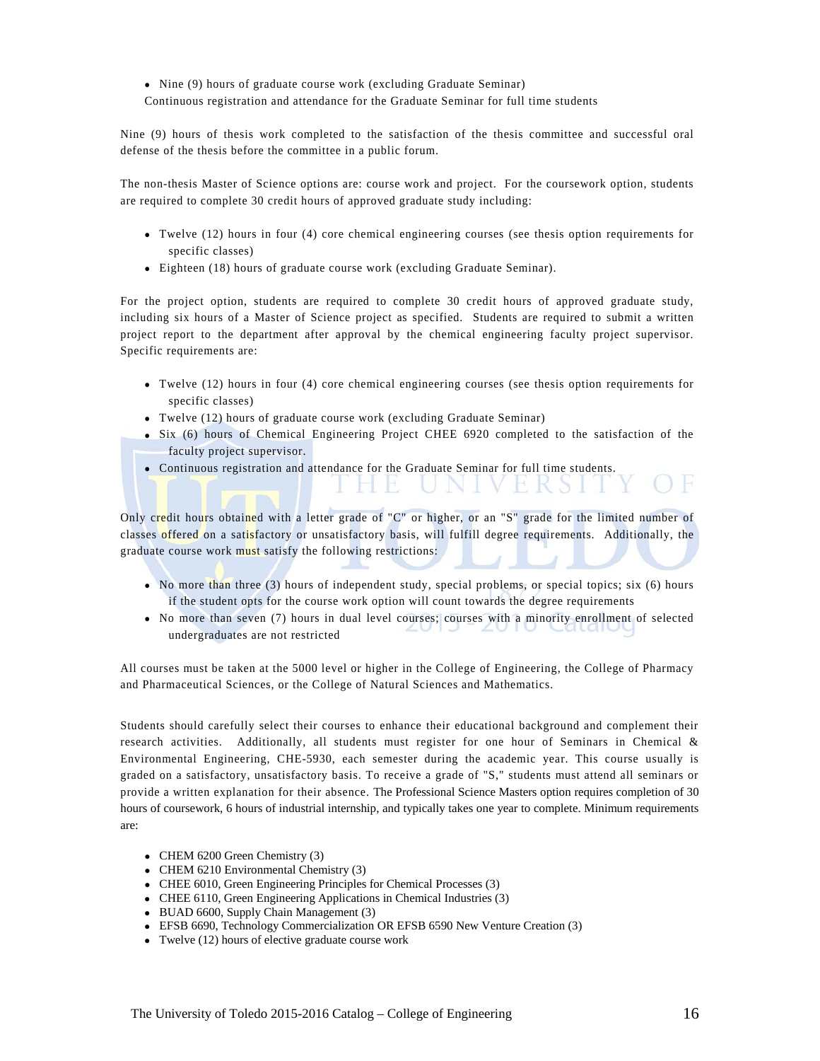- Nine (9) hours of graduate course work (excluding Graduate Seminar)

Continuous registration and attendance for the Graduate Seminar for full time students

Nine (9) hours of thesis work completed to the satisfaction of the thesis committee and successful oral defense of the thesis before the committee in a public forum.

The non-thesis Master of Science options are: course work and project. For the coursework option, students are required to complete 30 credit hours of approved graduate study including:

- Twelve (12) hours in four (4) core chemical engineering courses (see thesis option requirements for specific classes)
- Eighteen (18) hours of graduate course work (excluding Graduate Seminar).

For the project option, students are required to complete 30 credit hours of approved graduate study, including six hours of a Master of Science project as specified. Students are required to submit a written project report to the department after approval by the chemical engineering faculty project supervisor. Specific requirements are:

- Twelve (12) hours in four (4) core chemical engineering courses (see thesis option requirements for specific classes)
- Twelve (12) hours of graduate course work (excluding Graduate Seminar)
- Six (6) hours of Chemical Engineering Project CHEE 6920 completed to the satisfaction of the faculty project supervisor.
- Continuous registration and attendance for the Graduate Seminar for full time students.

Only credit hours obtained with a letter grade of "C" or higher, or an "S" grade for the limited number of classes offered on a satisfactory or unsatisfactory basis, will fulfill degree requirements. Additionally, the graduate course work must satisfy the following restrictions:

- No more than three (3) hours of independent study, special problems, or special topics; six (6) hours if the student opts for the course work option will count towards the degree requirements
- No more than seven (7) hours in dual level courses; courses with a minority enrollment of selected undergraduates are not restricted

All courses must be taken at the 5000 level or higher in the College of Engineering, the College of Pharmacy and Pharmaceutical Sciences, or the College of Natural Sciences and Mathematics.

Students should carefully select their courses to enhance their educational background and complement their research activities. Additionally, all students must register for one hour of Seminars in Chemical & Environmental Engineering, CHE-5930, each semester during the academic year. This course usually is graded on a satisfactory, unsatisfactory basis. To receive a grade of "S," students must attend all seminars or provide a written explanation for their absence. The Professional Science Masters option requires completion of 30 hours of coursework, 6 hours of industrial internship, and typically takes one year to complete. Minimum requirements are:

- CHEM 6200 Green Chemistry (3)
- CHEM 6210 Environmental Chemistry (3)
- CHEE 6010, Green Engineering Principles for Chemical Processes (3)
- CHEE 6110, Green Engineering Applications in Chemical Industries (3)
- BUAD 6600, Supply Chain Management (3)
- EFSB 6690, Technology Commercialization OR EFSB 6590 New Venture Creation (3)
- Twelve (12) hours of elective graduate course work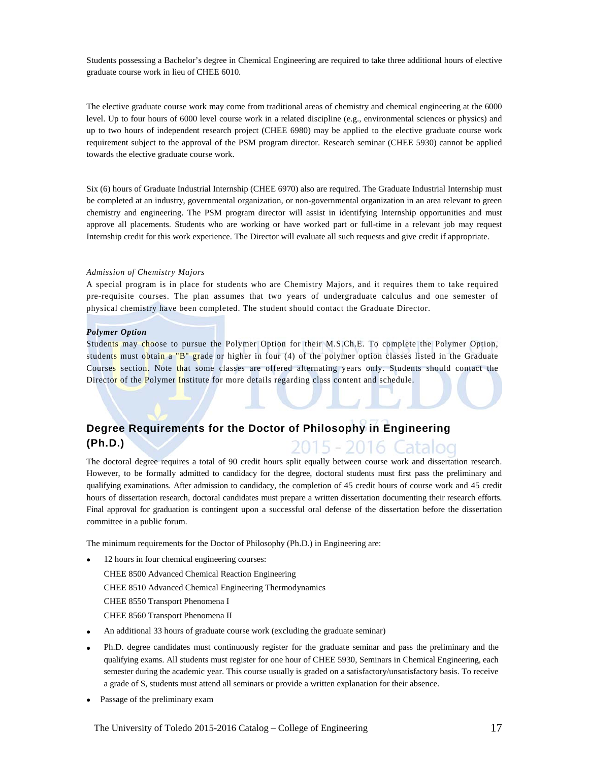Students possessing a Bachelor's degree in Chemical Engineering are required to take three additional hours of elective graduate course work in lieu of CHEE 6010.

The elective graduate course work may come from traditional areas of chemistry and chemical engineering at the 6000 level. Up to four hours of 6000 level course work in a related discipline (e.g., environmental sciences or physics) and up to two hours of independent research project (CHEE 6980) may be applied to the elective graduate course work requirement subject to the approval of the PSM program director. Research seminar (CHEE 5930) cannot be applied towards the elective graduate course work.

Six (6) hours of Graduate Industrial Internship (CHEE 6970) also are required. The Graduate Industrial Internship must be completed at an industry, governmental organization, or non-governmental organization in an area relevant to green chemistry and engineering. The PSM program director will assist in identifying Internship opportunities and must approve all placements. Students who are working or have worked part or full-time in a relevant job may request Internship credit for this work experience. The Director will evaluate all such requests and give credit if appropriate.

*Admission of Chemistry Majors*

A special program is in place for students who are Chemistry Majors, and it requires them to take required pre-requisite courses. The plan assumes that two years of undergraduate calculus and one semester of physical chemistry have been completed. The student should contact the Graduate Director.

***Polymer Option***

Students may choose to pursue the Polymer Option for their M.S.Ch.E. To complete the Polymer Option, students must obtain a "B" grade or higher in four (4) of the polymer option classes listed in the Graduate Courses section. Note that some classes are offered alternating years only. Students should contact the Director of the Polymer Institute for more details regarding class content and schedule.

## Degree Requirements for the Doctor of Philosophy in Engineering (Ph.D.)

The doctoral degree requires a total of 90 credit hours split equally between course work and dissertation research. However, to be formally admitted to candidacy for the degree, doctoral students must first pass the preliminary and qualifying examinations. After admission to candidacy, the completion of 45 credit hours of course work and 45 credit hours of dissertation research, doctoral candidates must prepare a written dissertation documenting their research efforts. Final approval for graduation is contingent upon a successful oral defense of the dissertation before the dissertation committee in a public forum.

The minimum requirements for the Doctor of Philosophy (Ph.D.) in Engineering are:

- 12 hours in four chemical engineering courses:
  CHEE 8500 Advanced Chemical Reaction Engineering
  CHEE 8510 Advanced Chemical Engineering Thermodynamics
  CHEE 8550 Transport Phenomena I
  CHEE 8560 Transport Phenomena II
- An additional 33 hours of graduate course work (excluding the graduate seminar)
- Ph.D. degree candidates must continuously register for the graduate seminar and pass the preliminary and the qualifying exams. All students must register for one hour of CHEE 5930, Seminars in Chemical Engineering, each semester during the academic year. This course usually is graded on a satisfactory/unsatisfactory basis. To receive a grade of S, students must attend all seminars or provide a written explanation for their absence.
- Passage of the preliminary exam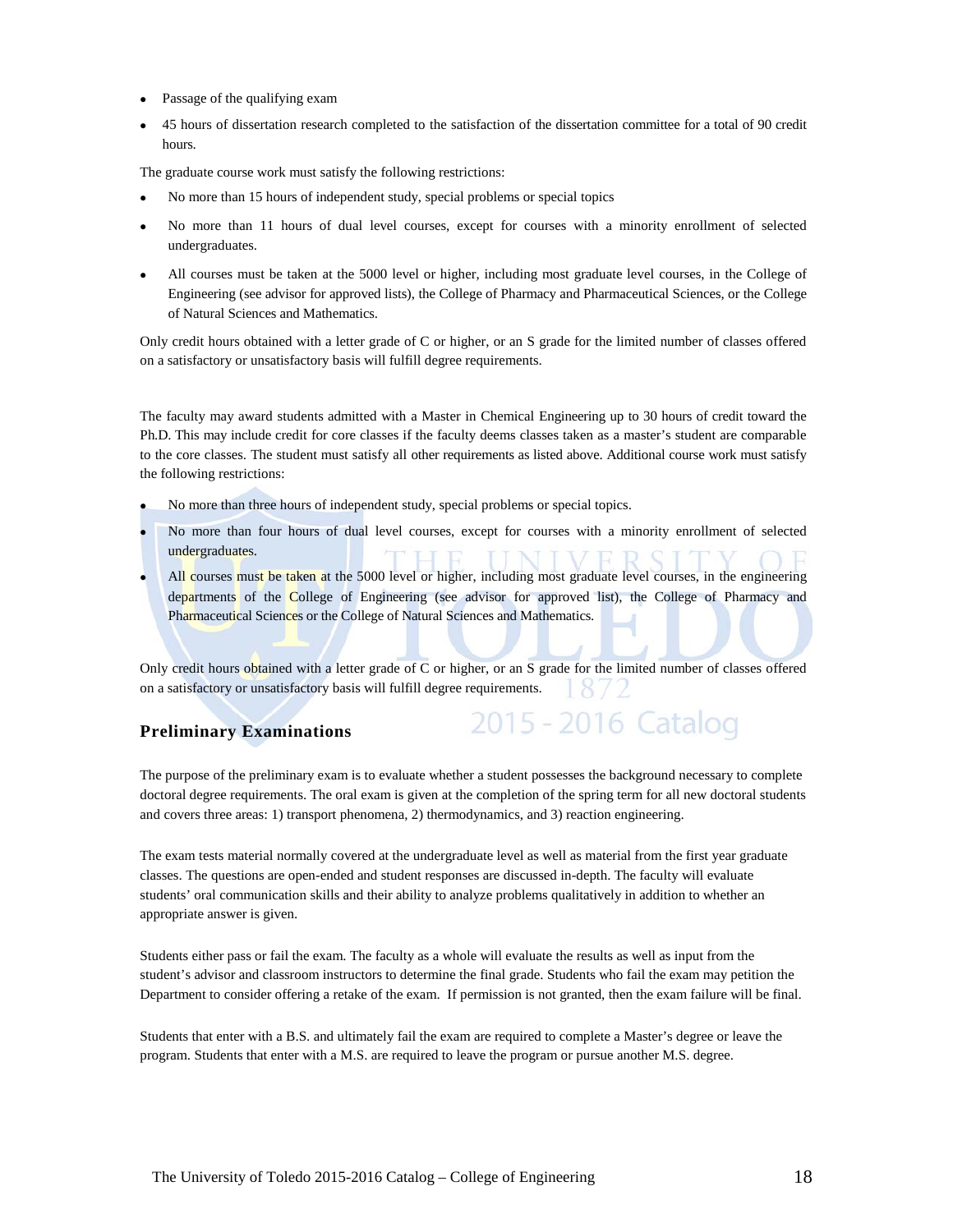- Passage of the qualifying exam
- 45 hours of dissertation research completed to the satisfaction of the dissertation committee for a total of 90 credit hours.

The graduate course work must satisfy the following restrictions:

- No more than 15 hours of independent study, special problems or special topics
- No more than 11 hours of dual level courses, except for courses with a minority enrollment of selected undergraduates.
- All courses must be taken at the 5000 level or higher, including most graduate level courses, in the College of Engineering (see advisor for approved lists), the College of Pharmacy and Pharmaceutical Sciences, or the College of Natural Sciences and Mathematics.

Only credit hours obtained with a letter grade of C or higher, or an S grade for the limited number of classes offered on a satisfactory or unsatisfactory basis will fulfill degree requirements.

The faculty may award students admitted with a Master in Chemical Engineering up to 30 hours of credit toward the Ph.D. This may include credit for core classes if the faculty deems classes taken as a master's student are comparable to the core classes. The student must satisfy all other requirements as listed above. Additional course work must satisfy the following restrictions:

- No more than three hours of independent study, special problems or special topics.
- No more than four hours of dual level courses, except for courses with a minority enrollment of selected undergraduates.
- All courses must be taken at the 5000 level or higher, including most graduate level courses, in the engineering departments of the College of Engineering (see advisor for approved list), the College of Pharmacy and Pharmaceutical Sciences or the College of Natural Sciences and Mathematics.

Only credit hours obtained with a letter grade of C or higher, or an S grade for the limited number of classes offered on a satisfactory or unsatisfactory basis will fulfill degree requirements.

### Preliminary Examinations

The purpose of the preliminary exam is to evaluate whether a student possesses the background necessary to complete doctoral degree requirements. The oral exam is given at the completion of the spring term for all new doctoral students and covers three areas: 1) transport phenomena, 2) thermodynamics, and 3) reaction engineering.

The exam tests material normally covered at the undergraduate level as well as material from the first year graduate classes. The questions are open-ended and student responses are discussed in-depth. The faculty will evaluate students' oral communication skills and their ability to analyze problems qualitatively in addition to whether an appropriate answer is given.

Students either pass or fail the exam. The faculty as a whole will evaluate the results as well as input from the student's advisor and classroom instructors to determine the final grade. Students who fail the exam may petition the Department to consider offering a retake of the exam. If permission is not granted, then the exam failure will be final.

Students that enter with a B.S. and ultimately fail the exam are required to complete a Master's degree or leave the program. Students that enter with a M.S. are required to leave the program or pursue another M.S. degree.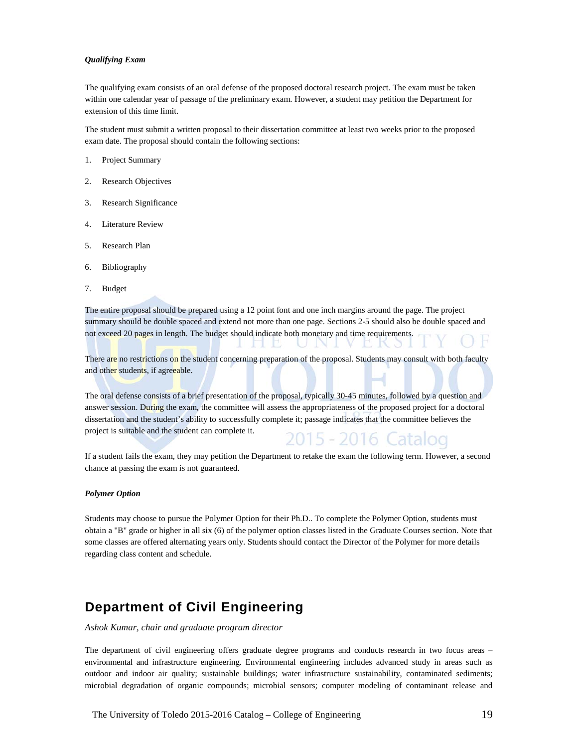***Qualifying Exam***

The qualifying exam consists of an oral defense of the proposed doctoral research project. The exam must be taken within one calendar year of passage of the preliminary exam. However, a student may petition the Department for extension of this time limit.

The student must submit a written proposal to their dissertation committee at least two weeks prior to the proposed exam date. The proposal should contain the following sections:

1. Project Summary
2. Research Objectives
3. Research Significance
4. Literature Review
5. Research Plan
6. Bibliography
7. Budget

The entire proposal should be prepared using a 12 point font and one inch margins around the page. The project summary should be double spaced and extend not more than one page. Sections 2-5 should also be double spaced and not exceed 20 pages in length. The budget should indicate both monetary and time requirements.

There are no restrictions on the student concerning preparation of the proposal. Students may consult with both faculty and other students, if agreeable.

The oral defense consists of a brief presentation of the proposal, typically 30-45 minutes, followed by a question and answer session. During the exam, the committee will assess the appropriateness of the proposed project for a doctoral dissertation and the student's ability to successfully complete it; passage indicates that the committee believes the project is suitable and the student can complete it.

If a student fails the exam, they may petition the Department to retake the exam the following term. However, a second chance at passing the exam is not guaranteed.

***Polymer Option***

Students may choose to pursue the Polymer Option for their Ph.D.. To complete the Polymer Option, students must obtain a "B" grade or higher in all six (6) of the polymer option classes listed in the Graduate Courses section. Note that some classes are offered alternating years only. Students should contact the Director of the Polymer for more details regarding class content and schedule.

## Department of Civil Engineering

*Ashok Kumar, chair and graduate program director*

The department of civil engineering offers graduate degree programs and conducts research in two focus areas – environmental and infrastructure engineering. Environmental engineering includes advanced study in areas such as outdoor and indoor air quality; sustainable buildings; water infrastructure sustainability, contaminated sediments; microbial degradation of organic compounds; microbial sensors; computer modeling of contaminant release and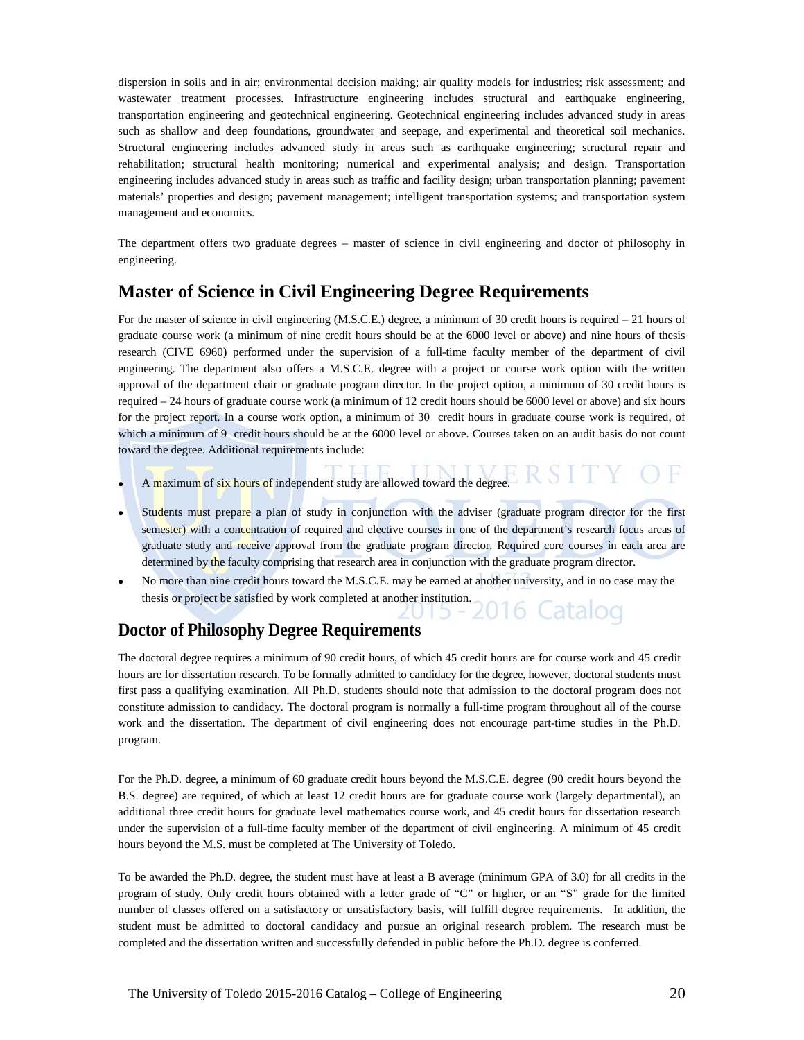dispersion in soils and in air; environmental decision making; air quality models for industries; risk assessment; and wastewater treatment processes. Infrastructure engineering includes structural and earthquake engineering, transportation engineering and geotechnical engineering. Geotechnical engineering includes advanced study in areas such as shallow and deep foundations, groundwater and seepage, and experimental and theoretical soil mechanics. Structural engineering includes advanced study in areas such as earthquake engineering; structural repair and rehabilitation; structural health monitoring; numerical and experimental analysis; and design. Transportation engineering includes advanced study in areas such as traffic and facility design; urban transportation planning; pavement materials' properties and design; pavement management; intelligent transportation systems; and transportation system management and economics.

The department offers two graduate degrees – master of science in civil engineering and doctor of philosophy in engineering.

## Master of Science in Civil Engineering Degree Requirements

For the master of science in civil engineering (M.S.C.E.) degree, a minimum of 30 credit hours is required – 21 hours of graduate course work (a minimum of nine credit hours should be at the 6000 level or above) and nine hours of thesis research (CIVE 6960) performed under the supervision of a full-time faculty member of the department of civil engineering. The department also offers a M.S.C.E. degree with a project or course work option with the written approval of the department chair or graduate program director. In the project option, a minimum of 30 credit hours is required – 24 hours of graduate course work (a minimum of 12 credit hours should be 6000 level or above) and six hours for the project report. In a course work option, a minimum of 30 credit hours in graduate course work is required, of which a minimum of 9 credit hours should be at the 6000 level or above. Courses taken on an audit basis do not count toward the degree. Additional requirements include:

- A maximum of six hours of independent study are allowed toward the degree.
- Students must prepare a plan of study in conjunction with the adviser (graduate program director for the first semester) with a concentration of required and elective courses in one of the department's research focus areas of graduate study and receive approval from the graduate program director. Required core courses in each area are determined by the faculty comprising that research area in conjunction with the graduate program director.
- No more than nine credit hours toward the M.S.C.E. may be earned at another university, and in no case may the thesis or project be satisfied by work completed at another institution.

## Doctor of Philosophy Degree Requirements

The doctoral degree requires a minimum of 90 credit hours, of which 45 credit hours are for course work and 45 credit hours are for dissertation research. To be formally admitted to candidacy for the degree, however, doctoral students must first pass a qualifying examination. All Ph.D. students should note that admission to the doctoral program does not constitute admission to candidacy. The doctoral program is normally a full-time program throughout all of the course work and the dissertation. The department of civil engineering does not encourage part-time studies in the Ph.D. program.

For the Ph.D. degree, a minimum of 60 graduate credit hours beyond the M.S.C.E. degree (90 credit hours beyond the B.S. degree) are required, of which at least 12 credit hours are for graduate course work (largely departmental), an additional three credit hours for graduate level mathematics course work, and 45 credit hours for dissertation research under the supervision of a full-time faculty member of the department of civil engineering. A minimum of 45 credit hours beyond the M.S. must be completed at The University of Toledo.

To be awarded the Ph.D. degree, the student must have at least a B average (minimum GPA of 3.0) for all credits in the program of study. Only credit hours obtained with a letter grade of "C" or higher, or an "S" grade for the limited number of classes offered on a satisfactory or unsatisfactory basis, will fulfill degree requirements. In addition, the student must be admitted to doctoral candidacy and pursue an original research problem. The research must be completed and the dissertation written and successfully defended in public before the Ph.D. degree is conferred.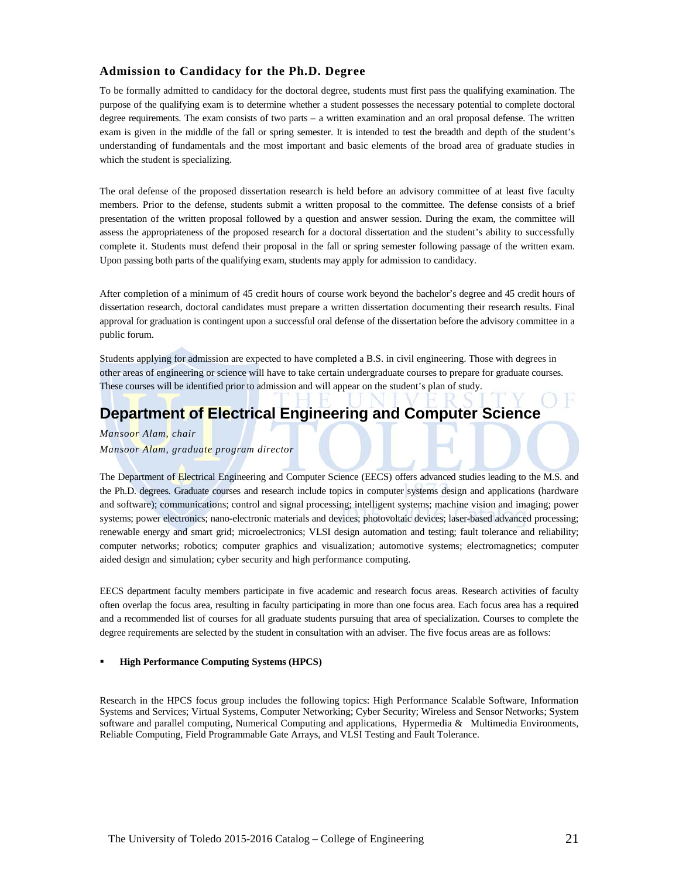### Admission to Candidacy for the Ph.D. Degree

To be formally admitted to candidacy for the doctoral degree, students must first pass the qualifying examination. The purpose of the qualifying exam is to determine whether a student possesses the necessary potential to complete doctoral degree requirements. The exam consists of two parts – a written examination and an oral proposal defense. The written exam is given in the middle of the fall or spring semester. It is intended to test the breadth and depth of the student's understanding of fundamentals and the most important and basic elements of the broad area of graduate studies in which the student is specializing.

The oral defense of the proposed dissertation research is held before an advisory committee of at least five faculty members. Prior to the defense, students submit a written proposal to the committee. The defense consists of a brief presentation of the written proposal followed by a question and answer session. During the exam, the committee will assess the appropriateness of the proposed research for a doctoral dissertation and the student's ability to successfully complete it. Students must defend their proposal in the fall or spring semester following passage of the written exam. Upon passing both parts of the qualifying exam, students may apply for admission to candidacy.

After completion of a minimum of 45 credit hours of course work beyond the bachelor's degree and 45 credit hours of dissertation research, doctoral candidates must prepare a written dissertation documenting their research results. Final approval for graduation is contingent upon a successful oral defense of the dissertation before the advisory committee in a public forum.

Students applying for admission are expected to have completed a B.S. in civil engineering. Those with degrees in other areas of engineering or science will have to take certain undergraduate courses to prepare for graduate courses. These courses will be identified prior to admission and will appear on the student's plan of study.

## Department of Electrical Engineering and Computer Science

*Mansoor Alam, chair*
*Mansoor Alam, graduate program director*

The Department of Electrical Engineering and Computer Science (EECS) offers advanced studies leading to the M.S. and the Ph.D. degrees. Graduate courses and research include topics in computer systems design and applications (hardware and software); communications; control and signal processing; intelligent systems; machine vision and imaging; power systems; power electronics; nano-electronic materials and devices; photovoltaic devices; laser-based advanced processing; renewable energy and smart grid; microelectronics; VLSI design automation and testing; fault tolerance and reliability; computer networks; robotics; computer graphics and visualization; automotive systems; electromagnetics; computer aided design and simulation; cyber security and high performance computing.

EECS department faculty members participate in five academic and research focus areas. Research activities of faculty often overlap the focus area, resulting in faculty participating in more than one focus area. Each focus area has a required and a recommended list of courses for all graduate students pursuing that area of specialization. Courses to complete the degree requirements are selected by the student in consultation with an adviser. The five focus areas are as follows:

- **High Performance Computing Systems (HPCS)**

Research in the HPCS focus group includes the following topics: High Performance Scalable Software, Information Systems and Services; Virtual Systems, Computer Networking; Cyber Security; Wireless and Sensor Networks; System software and parallel computing, Numerical Computing and applications, Hypermedia & Multimedia Environments, Reliable Computing, Field Programmable Gate Arrays, and VLSI Testing and Fault Tolerance.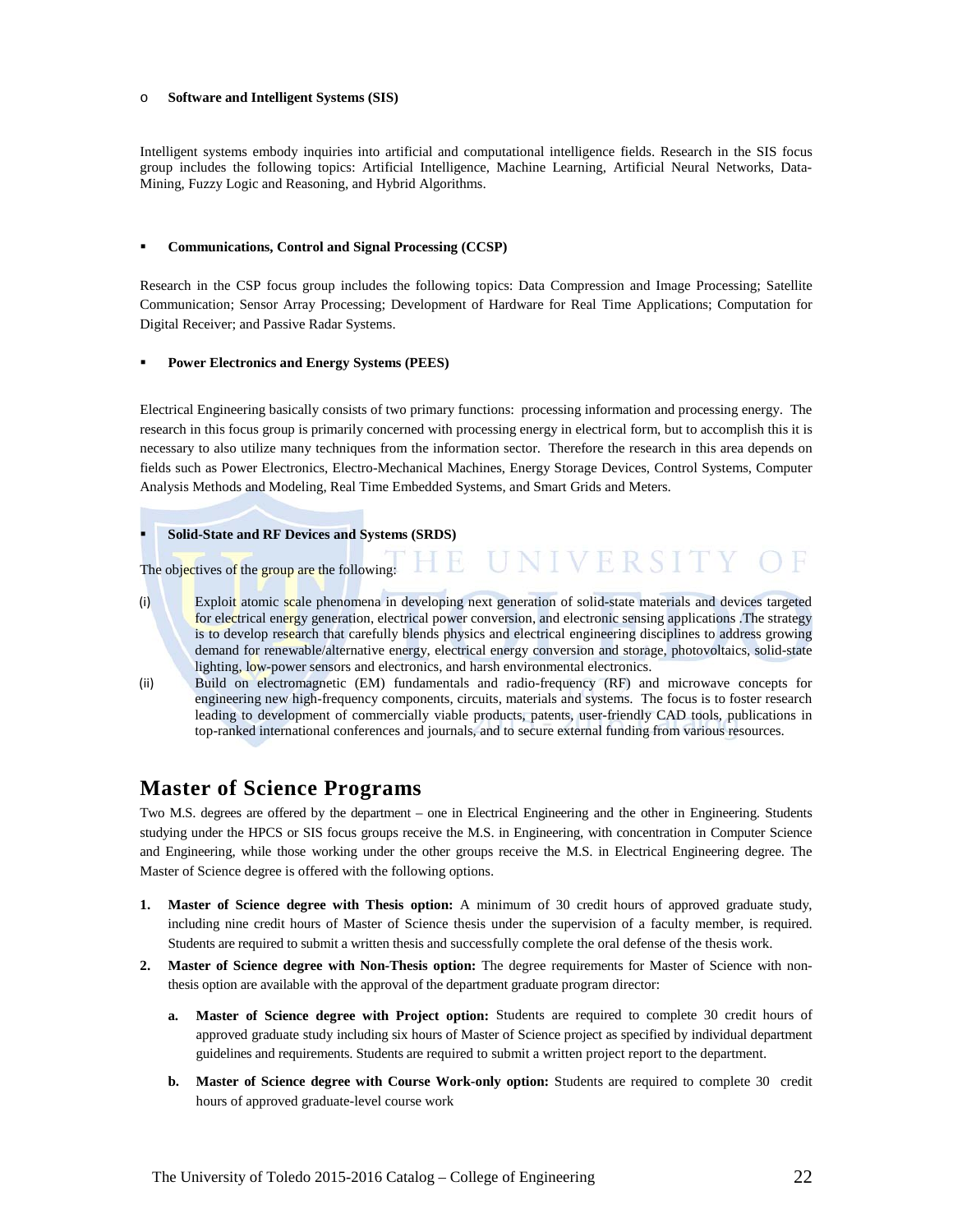- **Software and Intelligent Systems (SIS)**

Intelligent systems embody inquiries into artificial and computational intelligence fields. Research in the SIS focus group includes the following topics: Artificial Intelligence, Machine Learning, Artificial Neural Networks, Data-Mining, Fuzzy Logic and Reasoning, and Hybrid Algorithms.

- **Communications, Control and Signal Processing (CCSP)**

Research in the CSP focus group includes the following topics: Data Compression and Image Processing; Satellite Communication; Sensor Array Processing; Development of Hardware for Real Time Applications; Computation for Digital Receiver; and Passive Radar Systems.

- **Power Electronics and Energy Systems (PEES)**

Electrical Engineering basically consists of two primary functions: processing information and processing energy. The research in this focus group is primarily concerned with processing energy in electrical form, but to accomplish this it is necessary to also utilize many techniques from the information sector. Therefore the research in this area depends on fields such as Power Electronics, Electro-Mechanical Machines, Energy Storage Devices, Control Systems, Computer Analysis Methods and Modeling, Real Time Embedded Systems, and Smart Grids and Meters.

- **Solid-State and RF Devices and Systems (SRDS)**

The objectives of the group are the following:

(i) Exploit atomic scale phenomena in developing next generation of solid-state materials and devices targeted for electrical energy generation, electrical power conversion, and electronic sensing applications .The strategy is to develop research that carefully blends physics and electrical engineering disciplines to address growing demand for renewable/alternative energy, electrical energy conversion and storage, photovoltaics, solid-state lighting, low-power sensors and electronics, and harsh environmental electronics.

(ii) Build on electromagnetic (EM) fundamentals and radio-frequency (RF) and microwave concepts for engineering new high-frequency components, circuits, materials and systems. The focus is to foster research leading to development of commercially viable products, patents, user-friendly CAD tools, publications in top-ranked international conferences and journals, and to secure external funding from various resources.

## Master of Science Programs

Two M.S. degrees are offered by the department – one in Electrical Engineering and the other in Engineering. Students studying under the HPCS or SIS focus groups receive the M.S. in Engineering, with concentration in Computer Science and Engineering, while those working under the other groups receive the M.S. in Electrical Engineering degree. The Master of Science degree is offered with the following options.

1. **Master of Science degree with Thesis option:** A minimum of 30 credit hours of approved graduate study, including nine credit hours of Master of Science thesis under the supervision of a faculty member, is required. Students are required to submit a written thesis and successfully complete the oral defense of the thesis work.
2. **Master of Science degree with Non-Thesis option:** The degree requirements for Master of Science with non-thesis option are available with the approval of the department graduate program director:
   a. **Master of Science degree with Project option:** Students are required to complete 30 credit hours of approved graduate study including six hours of Master of Science project as specified by individual department guidelines and requirements. Students are required to submit a written project report to the department.
   b. **Master of Science degree with Course Work-only option:** Students are required to complete 30 credit hours of approved graduate-level course work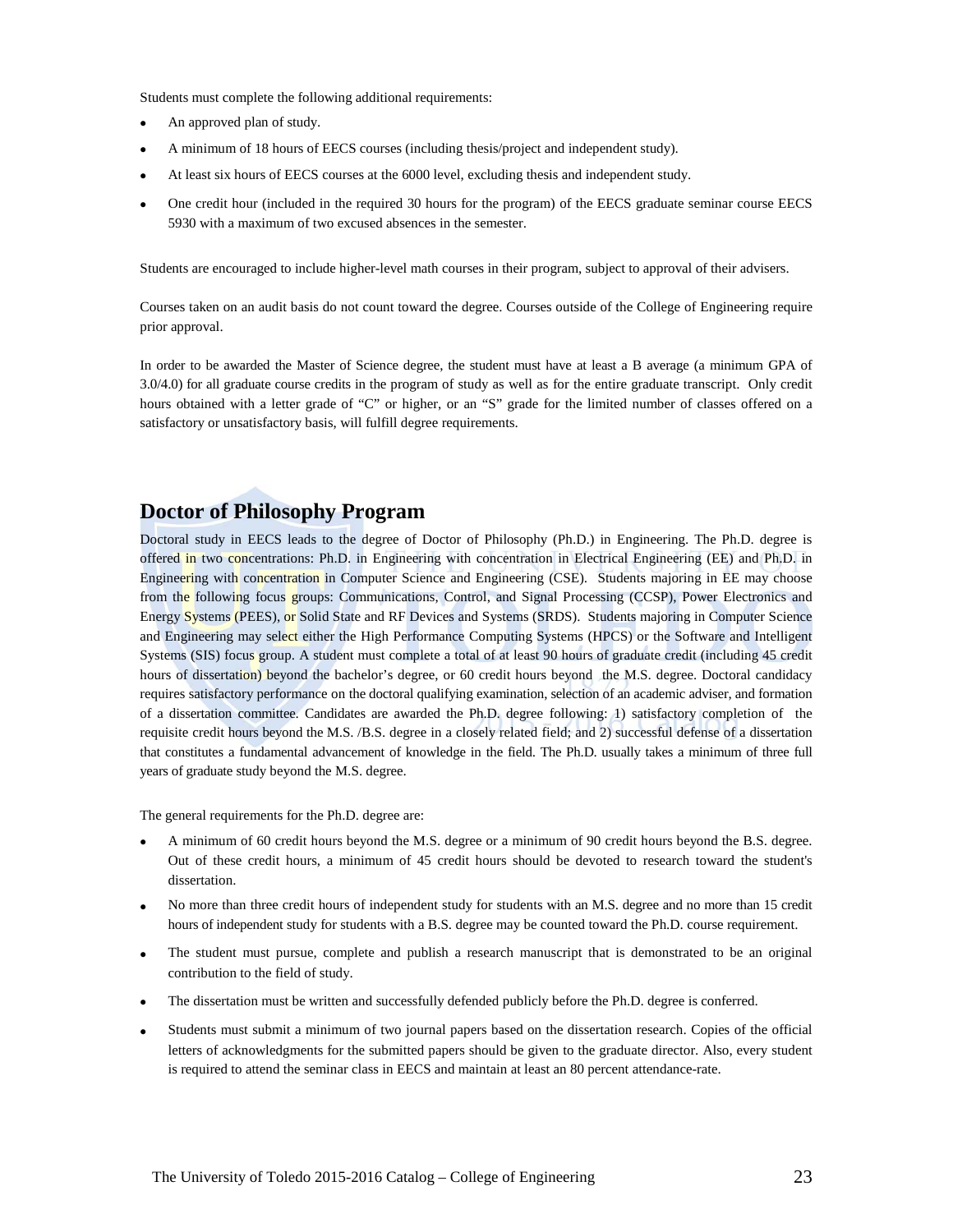Students must complete the following additional requirements:

- An approved plan of study.
- A minimum of 18 hours of EECS courses (including thesis/project and independent study).
- At least six hours of EECS courses at the 6000 level, excluding thesis and independent study.
- One credit hour (included in the required 30 hours for the program) of the EECS graduate seminar course EECS 5930 with a maximum of two excused absences in the semester.

Students are encouraged to include higher-level math courses in their program, subject to approval of their advisers.

Courses taken on an audit basis do not count toward the degree. Courses outside of the College of Engineering require prior approval.

In order to be awarded the Master of Science degree, the student must have at least a B average (a minimum GPA of 3.0/4.0) for all graduate course credits in the program of study as well as for the entire graduate transcript. Only credit hours obtained with a letter grade of "C" or higher, or an "S" grade for the limited number of classes offered on a satisfactory or unsatisfactory basis, will fulfill degree requirements.

## Doctor of Philosophy Program

Doctoral study in EECS leads to the degree of Doctor of Philosophy (Ph.D.) in Engineering. The Ph.D. degree is offered in two concentrations: Ph.D. in Engineering with concentration in Electrical Engineering (EE) and Ph.D. in Engineering with concentration in Computer Science and Engineering (CSE). Students majoring in EE may choose from the following focus groups: Communications, Control, and Signal Processing (CCSP), Power Electronics and Energy Systems (PEES), or Solid State and RF Devices and Systems (SRDS). Students majoring in Computer Science and Engineering may select either the High Performance Computing Systems (HPCS) or the Software and Intelligent Systems (SIS) focus group. A student must complete a total of at least 90 hours of graduate credit (including 45 credit hours of dissertation) beyond the bachelor's degree, or 60 credit hours beyond the M.S. degree. Doctoral candidacy requires satisfactory performance on the doctoral qualifying examination, selection of an academic adviser, and formation of a dissertation committee. Candidates are awarded the Ph.D. degree following: 1) satisfactory completion of the requisite credit hours beyond the M.S. /B.S. degree in a closely related field; and 2) successful defense of a dissertation that constitutes a fundamental advancement of knowledge in the field. The Ph.D. usually takes a minimum of three full years of graduate study beyond the M.S. degree.

The general requirements for the Ph.D. degree are:

- A minimum of 60 credit hours beyond the M.S. degree or a minimum of 90 credit hours beyond the B.S. degree. Out of these credit hours, a minimum of 45 credit hours should be devoted to research toward the student's dissertation.
- No more than three credit hours of independent study for students with an M.S. degree and no more than 15 credit hours of independent study for students with a B.S. degree may be counted toward the Ph.D. course requirement.
- The student must pursue, complete and publish a research manuscript that is demonstrated to be an original contribution to the field of study.
- The dissertation must be written and successfully defended publicly before the Ph.D. degree is conferred.
- Students must submit a minimum of two journal papers based on the dissertation research. Copies of the official letters of acknowledgments for the submitted papers should be given to the graduate director. Also, every student is required to attend the seminar class in EECS and maintain at least an 80 percent attendance-rate.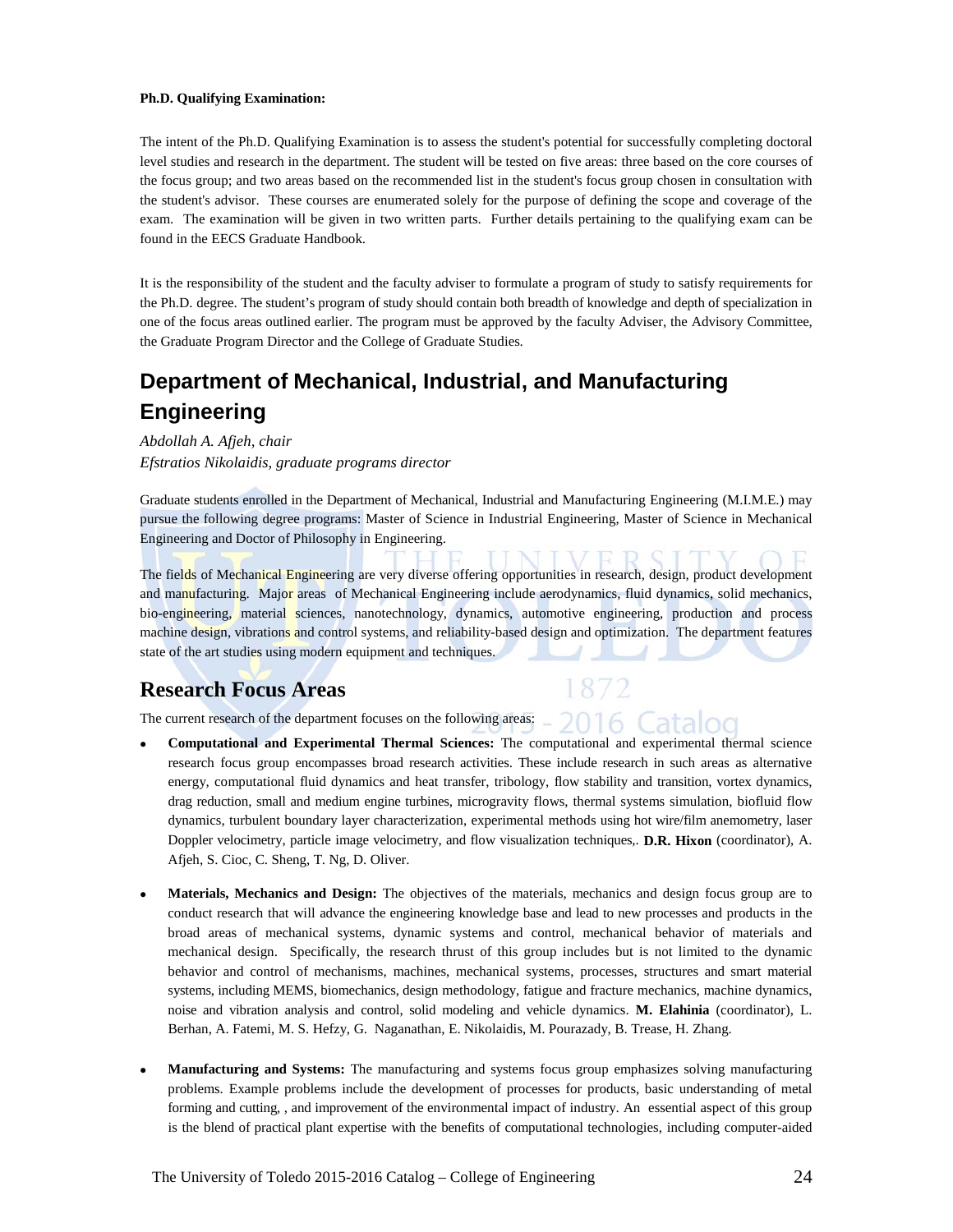**Ph.D. Qualifying Examination:**

The intent of the Ph.D. Qualifying Examination is to assess the student's potential for successfully completing doctoral level studies and research in the department. The student will be tested on five areas: three based on the core courses of the focus group; and two areas based on the recommended list in the student's focus group chosen in consultation with the student's advisor. These courses are enumerated solely for the purpose of defining the scope and coverage of the exam. The examination will be given in two written parts. Further details pertaining to the qualifying exam can be found in the EECS Graduate Handbook.

It is the responsibility of the student and the faculty adviser to formulate a program of study to satisfy requirements for the Ph.D. degree. The student's program of study should contain both breadth of knowledge and depth of specialization in one of the focus areas outlined earlier. The program must be approved by the faculty Adviser, the Advisory Committee, the Graduate Program Director and the College of Graduate Studies.

# Department of Mechanical, Industrial, and Manufacturing Engineering

*Abdollah A. Afjeh, chair*
*Efstratios Nikolaidis, graduate programs director*

Graduate students enrolled in the Department of Mechanical, Industrial and Manufacturing Engineering (M.I.M.E.) may pursue the following degree programs: Master of Science in Industrial Engineering, Master of Science in Mechanical Engineering and Doctor of Philosophy in Engineering.

The fields of Mechanical Engineering are very diverse offering opportunities in research, design, product development and manufacturing. Major areas of Mechanical Engineering include aerodynamics, fluid dynamics, solid mechanics, bio-engineering, material sciences, nanotechnology, dynamics, automotive engineering, production and process machine design, vibrations and control systems, and reliability-based design and optimization. The department features state of the art studies using modern equipment and techniques.

## Research Focus Areas

The current research of the department focuses on the following areas:

- **Computational and Experimental Thermal Sciences:** The computational and experimental thermal science research focus group encompasses broad research activities. These include research in such areas as alternative energy, computational fluid dynamics and heat transfer, tribology, flow stability and transition, vortex dynamics, drag reduction, small and medium engine turbines, microgravity flows, thermal systems simulation, biofluid flow dynamics, turbulent boundary layer characterization, experimental methods using hot wire/film anemometry, laser Doppler velocimetry, particle image velocimetry, and flow visualization techniques,. **D.R. Hixon** (coordinator), A. Afjeh, S. Cioc, C. Sheng, T. Ng, D. Oliver.

- **Materials, Mechanics and Design:** The objectives of the materials, mechanics and design focus group are to conduct research that will advance the engineering knowledge base and lead to new processes and products in the broad areas of mechanical systems, dynamic systems and control, mechanical behavior of materials and mechanical design. Specifically, the research thrust of this group includes but is not limited to the dynamic behavior and control of mechanisms, machines, mechanical systems, processes, structures and smart material systems, including MEMS, biomechanics, design methodology, fatigue and fracture mechanics, machine dynamics, noise and vibration analysis and control, solid modeling and vehicle dynamics. **M. Elahinia** (coordinator), L. Berhan, A. Fatemi, M. S. Hefzy, G. Naganathan, E. Nikolaidis, M. Pourazady, B. Trease, H. Zhang.

- **Manufacturing and Systems:** The manufacturing and systems focus group emphasizes solving manufacturing problems. Example problems include the development of processes for products, basic understanding of metal forming and cutting, , and improvement of the environmental impact of industry. An essential aspect of this group is the blend of practical plant expertise with the benefits of computational technologies, including computer-aided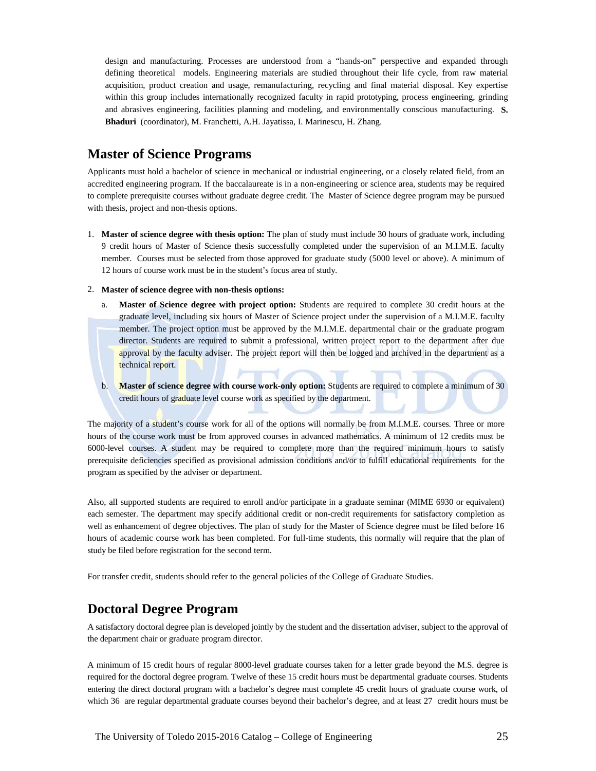design and manufacturing. Processes are understood from a "hands-on" perspective and expanded through defining theoretical models. Engineering materials are studied throughout their life cycle, from raw material acquisition, product creation and usage, remanufacturing, recycling and final material disposal. Key expertise within this group includes internationally recognized faculty in rapid prototyping, process engineering, grinding and abrasives engineering, facilities planning and modeling, and environmentally conscious manufacturing. **S. Bhaduri** (coordinator), M. Franchetti, A.H. Jayatissa, I. Marinescu, H. Zhang.

## Master of Science Programs

Applicants must hold a bachelor of science in mechanical or industrial engineering, or a closely related field, from an accredited engineering program. If the baccalaureate is in a non-engineering or science area, students may be required to complete prerequisite courses without graduate degree credit. The Master of Science degree program may be pursued with thesis, project and non-thesis options.

1. **Master of science degree with thesis option:** The plan of study must include 30 hours of graduate work, including 9 credit hours of Master of Science thesis successfully completed under the supervision of an M.I.M.E. faculty member. Courses must be selected from those approved for graduate study (5000 level or above). A minimum of 12 hours of course work must be in the student's focus area of study.

2. **Master of science degree with non-thesis options:**
   a. **Master of Science degree with project option:** Students are required to complete 30 credit hours at the graduate level, including six hours of Master of Science project under the supervision of a M.I.M.E. faculty member. The project option must be approved by the M.I.M.E. departmental chair or the graduate program director. Students are required to submit a professional, written project report to the department after due approval by the faculty adviser. The project report will then be logged and archived in the department as a technical report.

   b. **Master of science degree with course work-only option:** Students are required to complete a minimum of 30 credit hours of graduate level course work as specified by the department.

The majority of a student's course work for all of the options will normally be from M.I.M.E. courses. Three or more hours of the course work must be from approved courses in advanced mathematics. A minimum of 12 credits must be 6000-level courses. A student may be required to complete more than the required minimum hours to satisfy prerequisite deficiencies specified as provisional admission conditions and/or to fulfill educational requirements for the program as specified by the adviser or department.

Also, all supported students are required to enroll and/or participate in a graduate seminar (MIME 6930 or equivalent) each semester. The department may specify additional credit or non-credit requirements for satisfactory completion as well as enhancement of degree objectives. The plan of study for the Master of Science degree must be filed before 16 hours of academic course work has been completed. For full-time students, this normally will require that the plan of study be filed before registration for the second term.

For transfer credit, students should refer to the general policies of the College of Graduate Studies.

## Doctoral Degree Program

A satisfactory doctoral degree plan is developed jointly by the student and the dissertation adviser, subject to the approval of the department chair or graduate program director.

A minimum of 15 credit hours of regular 8000-level graduate courses taken for a letter grade beyond the M.S. degree is required for the doctoral degree program. Twelve of these 15 credit hours must be departmental graduate courses. Students entering the direct doctoral program with a bachelor's degree must complete 45 credit hours of graduate course work, of which 36 are regular departmental graduate courses beyond their bachelor's degree, and at least 27 credit hours must be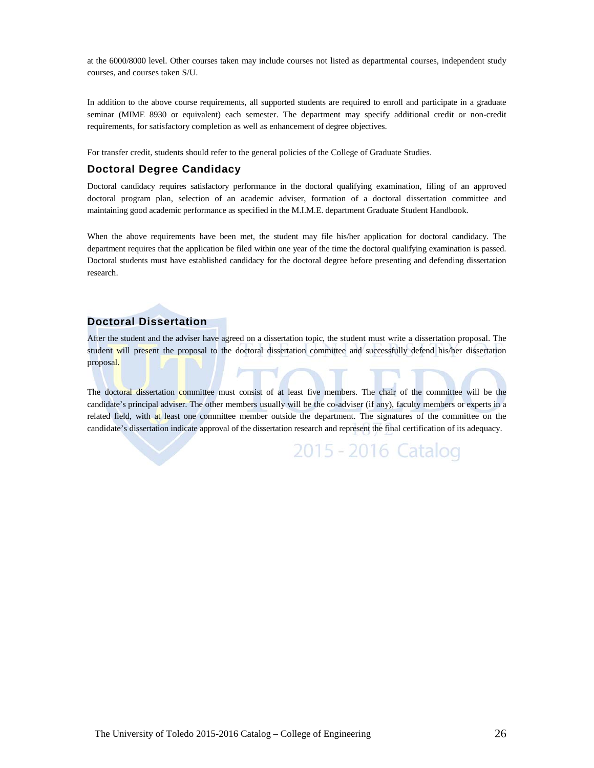at the 6000/8000 level. Other courses taken may include courses not listed as departmental courses, independent study courses, and courses taken S/U.

In addition to the above course requirements, all supported students are required to enroll and participate in a graduate seminar (MIME 8930 or equivalent) each semester. The department may specify additional credit or non-credit requirements, for satisfactory completion as well as enhancement of degree objectives.

For transfer credit, students should refer to the general policies of the College of Graduate Studies.

### Doctoral Degree Candidacy

Doctoral candidacy requires satisfactory performance in the doctoral qualifying examination, filing of an approved doctoral program plan, selection of an academic adviser, formation of a doctoral dissertation committee and maintaining good academic performance as specified in the M.I.M.E. department Graduate Student Handbook.

When the above requirements have been met, the student may file his/her application for doctoral candidacy. The department requires that the application be filed within one year of the time the doctoral qualifying examination is passed. Doctoral students must have established candidacy for the doctoral degree before presenting and defending dissertation research.

### Doctoral Dissertation

After the student and the adviser have agreed on a dissertation topic, the student must write a dissertation proposal. The student will present the proposal to the doctoral dissertation committee and successfully defend his/her dissertation proposal.

The doctoral dissertation committee must consist of at least five members. The chair of the committee will be the candidate's principal adviser. The other members usually will be the co-adviser (if any), faculty members or experts in a related field, with at least one committee member outside the department. The signatures of the committee on the candidate's dissertation indicate approval of the dissertation research and represent the final certification of its adequacy.